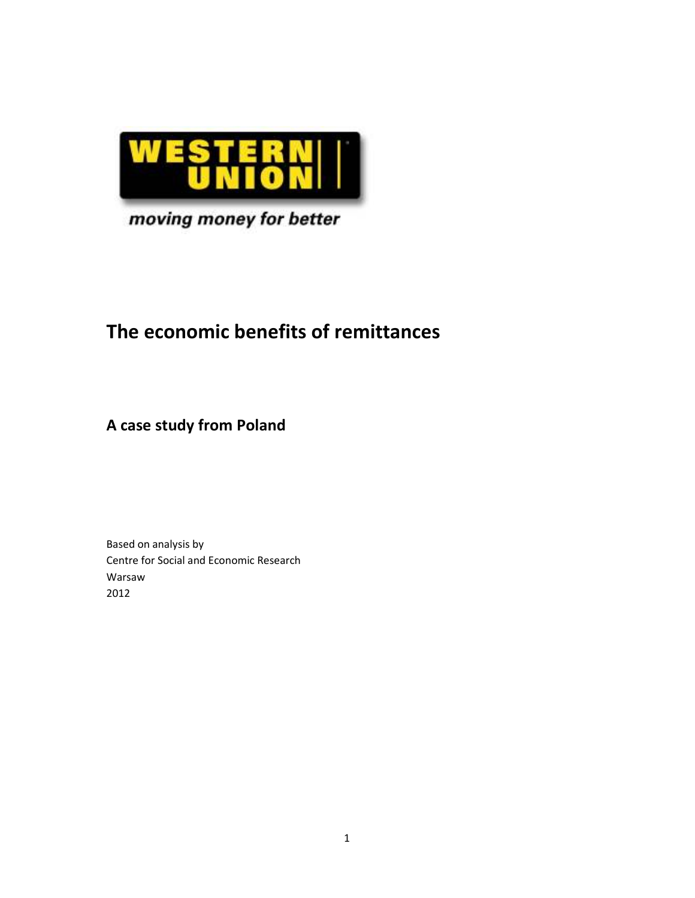WESTERN UNION

*moving money for better*

# The economic benefits of remittances

## A case study from Poland

Based on analysis by
Centre for Social and Economic Research
Warsaw
2012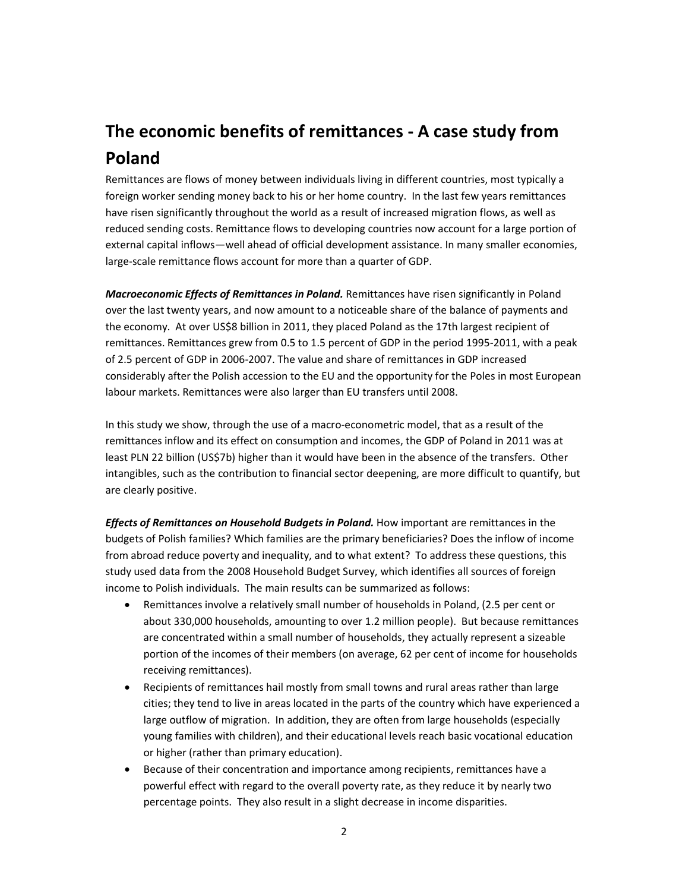# The economic benefits of remittances - A case study from Poland

Remittances are flows of money between individuals living in different countries, most typically a foreign worker sending money back to his or her home country. In the last few years remittances have risen significantly throughout the world as a result of increased migration flows, as well as reduced sending costs. Remittance flows to developing countries now account for a large portion of external capital inflows—well ahead of official development assistance. In many smaller economies, large-scale remittance flows account for more than a quarter of GDP.

***Macroeconomic Effects of Remittances in Poland.*** Remittances have risen significantly in Poland over the last twenty years, and now amount to a noticeable share of the balance of payments and the economy. At over US$8 billion in 2011, they placed Poland as the 17th largest recipient of remittances. Remittances grew from 0.5 to 1.5 percent of GDP in the period 1995-2011, with a peak of 2.5 percent of GDP in 2006-2007. The value and share of remittances in GDP increased considerably after the Polish accession to the EU and the opportunity for the Poles in most European labour markets. Remittances were also larger than EU transfers until 2008.

In this study we show, through the use of a macro-econometric model, that as a result of the remittances inflow and its effect on consumption and incomes, the GDP of Poland in 2011 was at least PLN 22 billion (US$7b) higher than it would have been in the absence of the transfers. Other intangibles, such as the contribution to financial sector deepening, are more difficult to quantify, but are clearly positive.

***Effects of Remittances on Household Budgets in Poland.*** How important are remittances in the budgets of Polish families? Which families are the primary beneficiaries? Does the inflow of income from abroad reduce poverty and inequality, and to what extent? To address these questions, this study used data from the 2008 Household Budget Survey, which identifies all sources of foreign income to Polish individuals. The main results can be summarized as follows:

- Remittances involve a relatively small number of households in Poland, (2.5 per cent or about 330,000 households, amounting to over 1.2 million people). But because remittances are concentrated within a small number of households, they actually represent a sizeable portion of the incomes of their members (on average, 62 per cent of income for households receiving remittances).
- Recipients of remittances hail mostly from small towns and rural areas rather than large cities; they tend to live in areas located in the parts of the country which have experienced a large outflow of migration. In addition, they are often from large households (especially young families with children), and their educational levels reach basic vocational education or higher (rather than primary education).
- Because of their concentration and importance among recipients, remittances have a powerful effect with regard to the overall poverty rate, as they reduce it by nearly two percentage points. They also result in a slight decrease in income disparities.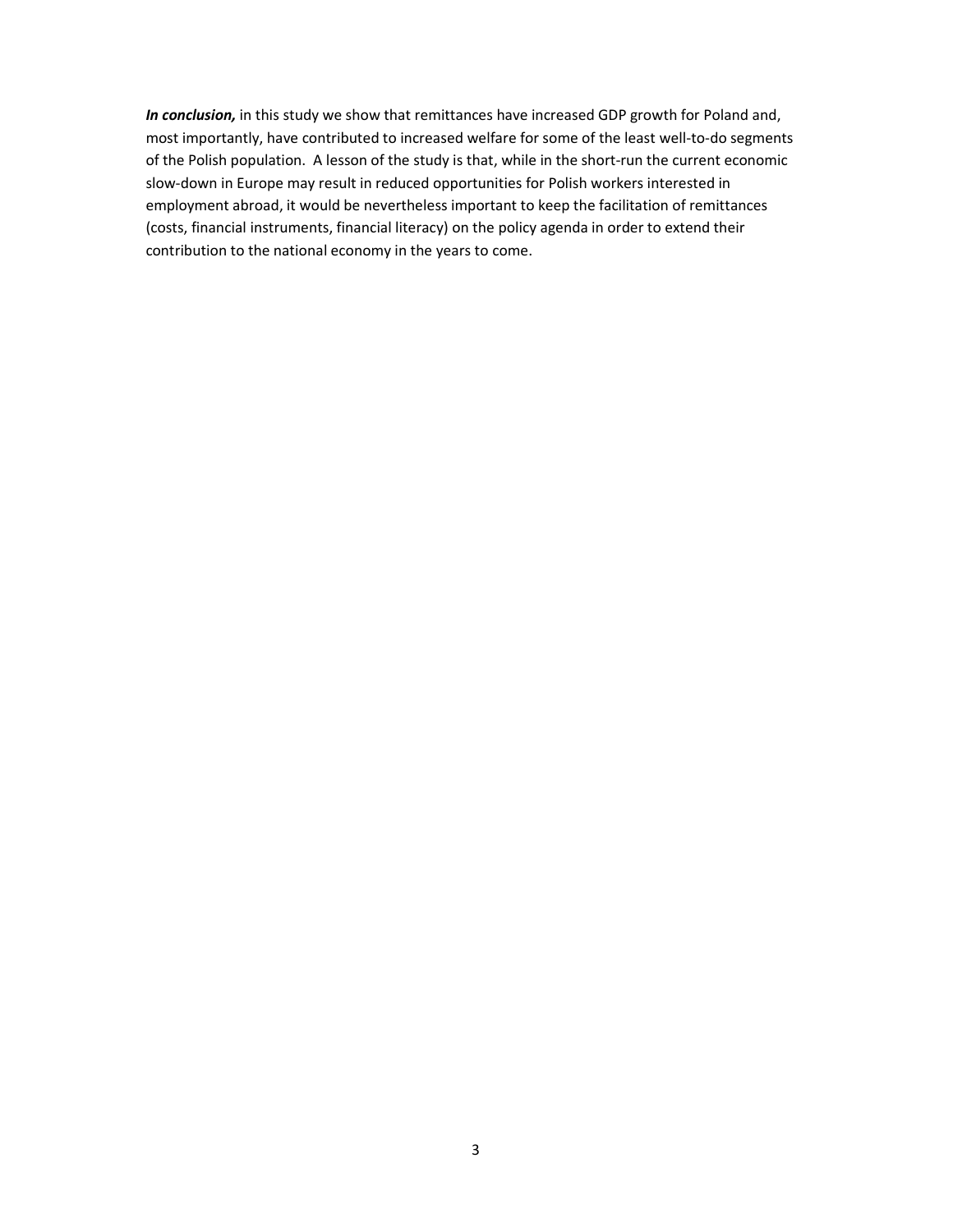***In conclusion,*** in this study we show that remittances have increased GDP growth for Poland and, most importantly, have contributed to increased welfare for some of the least well-to-do segments of the Polish population. A lesson of the study is that, while in the short-run the current economic slow-down in Europe may result in reduced opportunities for Polish workers interested in employment abroad, it would be nevertheless important to keep the facilitation of remittances (costs, financial instruments, financial literacy) on the policy agenda in order to extend their contribution to the national economy in the years to come.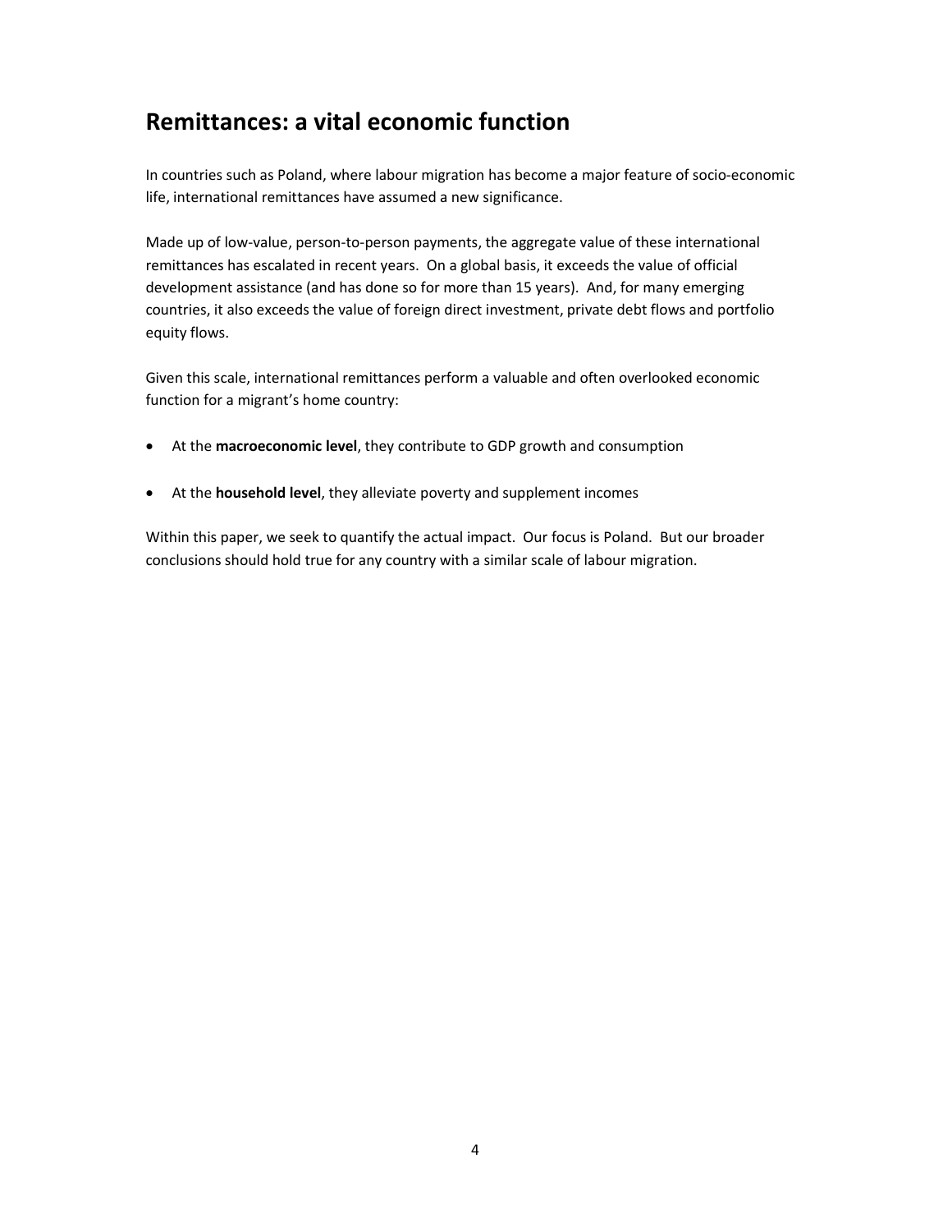## Remittances: a vital economic function

In countries such as Poland, where labour migration has become a major feature of socio-economic life, international remittances have assumed a new significance.

Made up of low-value, person-to-person payments, the aggregate value of these international remittances has escalated in recent years. On a global basis, it exceeds the value of official development assistance (and has done so for more than 15 years). And, for many emerging countries, it also exceeds the value of foreign direct investment, private debt flows and portfolio equity flows.

Given this scale, international remittances perform a valuable and often overlooked economic function for a migrant's home country:

- At the **macroeconomic level**, they contribute to GDP growth and consumption
- At the **household level**, they alleviate poverty and supplement incomes

Within this paper, we seek to quantify the actual impact. Our focus is Poland. But our broader conclusions should hold true for any country with a similar scale of labour migration.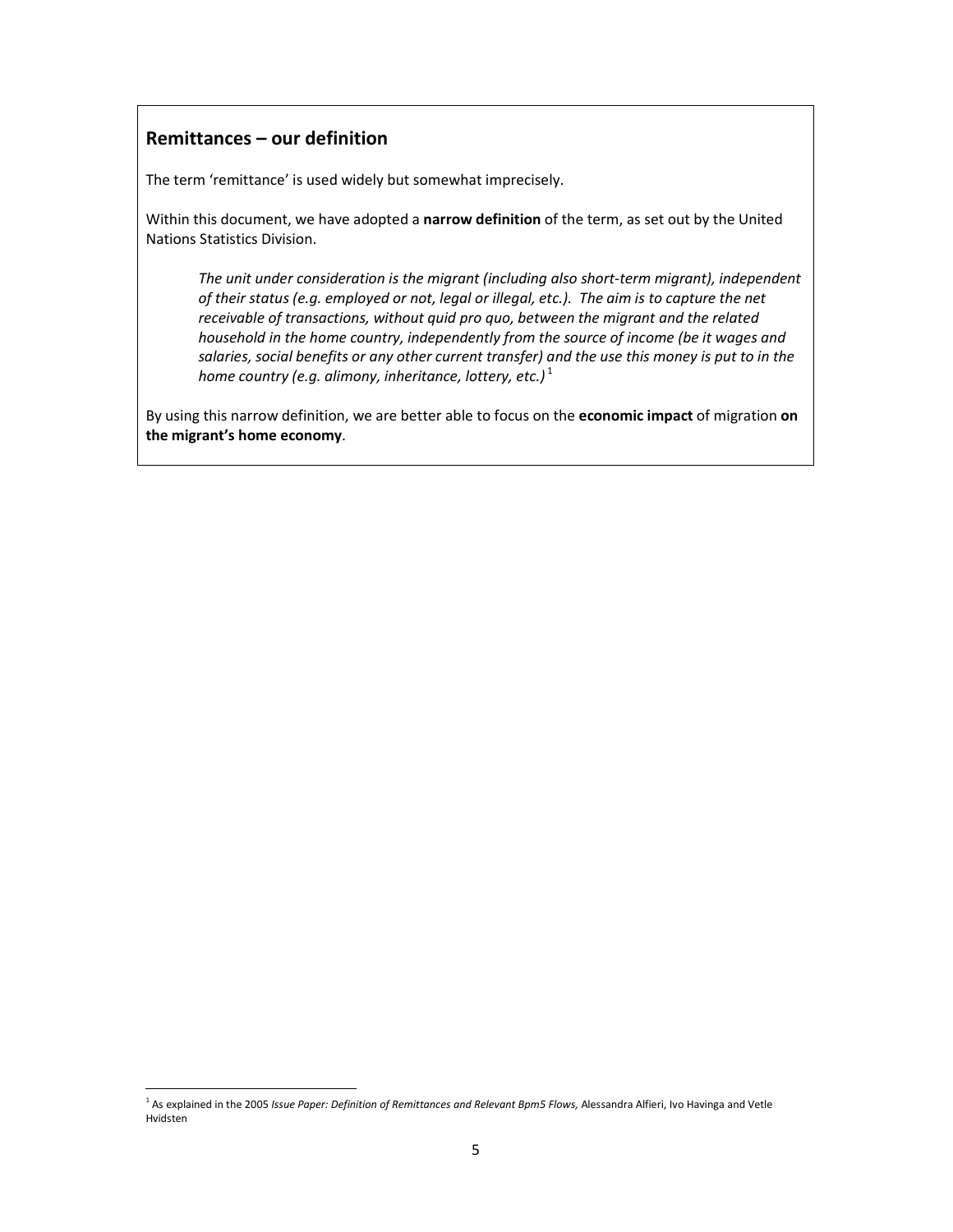## Remittances – our definition

The term 'remittance' is used widely but somewhat imprecisely.

Within this document, we have adopted a **narrow definition** of the term, as set out by the United Nations Statistics Division.

> *The unit under consideration is the migrant (including also short-term migrant), independent of their status (e.g. employed or not, legal or illegal, etc.). The aim is to capture the net receivable of transactions, without quid pro quo, between the migrant and the related household in the home country, independently from the source of income (be it wages and salaries, social benefits or any other current transfer) and the use this money is put to in the home country (e.g. alimony, inheritance, lottery, etc.)*[1]

By using this narrow definition, we are better able to focus on the **economic impact** of migration **on the migrant's home economy**.

[1] As explained in the 2005 *Issue Paper: Definition of Remittances and Relevant Bpm5 Flows,* Alessandra Alfieri, Ivo Havinga and Vetle Hvidsten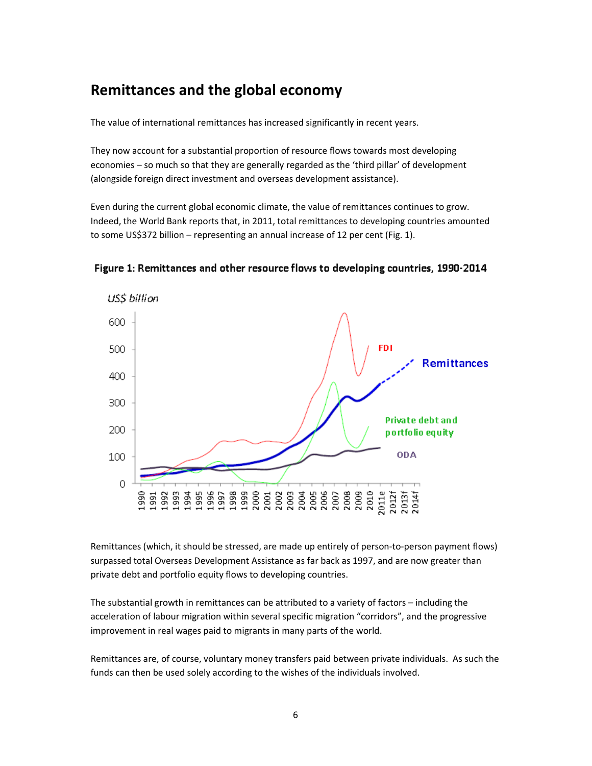## Remittances and the global economy

The value of international remittances has increased significantly in recent years.

They now account for a substantial proportion of resource flows towards most developing economies – so much so that they are generally regarded as the 'third pillar' of development (alongside foreign direct investment and overseas development assistance).

Even during the current global economic climate, the value of remittances continues to grow. Indeed, the World Bank reports that, in 2011, total remittances to developing countries amounted to some US$372 billion – representing an annual increase of 12 per cent (Fig. 1).

**Figure 1: Remittances and other resource flows to developing countries, 1990-2014**

Remittances (which, it should be stressed, are made up entirely of person-to-person payment flows) surpassed total Overseas Development Assistance as far back as 1997, and are now greater than private debt and portfolio equity flows to developing countries.

The substantial growth in remittances can be attributed to a variety of factors – including the acceleration of labour migration within several specific migration "corridors", and the progressive improvement in real wages paid to migrants in many parts of the world.

Remittances are, of course, voluntary money transfers paid between private individuals. As such the funds can then be used solely according to the wishes of the individuals involved.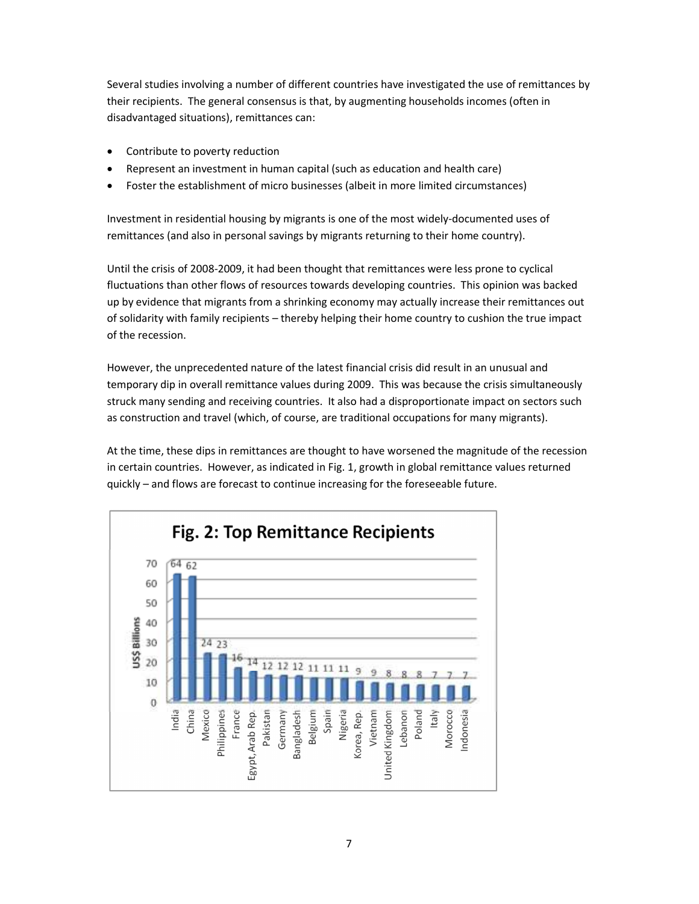Several studies involving a number of different countries have investigated the use of remittances by their recipients. The general consensus is that, by augmenting households incomes (often in disadvantaged situations), remittances can:

- Contribute to poverty reduction
- Represent an investment in human capital (such as education and health care)
- Foster the establishment of micro businesses (albeit in more limited circumstances)

Investment in residential housing by migrants is one of the most widely-documented uses of remittances (and also in personal savings by migrants returning to their home country).

Until the crisis of 2008-2009, it had been thought that remittances were less prone to cyclical fluctuations than other flows of resources towards developing countries. This opinion was backed up by evidence that migrants from a shrinking economy may actually increase their remittances out of solidarity with family recipients – thereby helping their home country to cushion the true impact of the recession.

However, the unprecedented nature of the latest financial crisis did result in an unusual and temporary dip in overall remittance values during 2009. This was because the crisis simultaneously struck many sending and receiving countries. It also had a disproportionate impact on sectors such as construction and travel (which, of course, are traditional occupations for many migrants).

At the time, these dips in remittances are thought to have worsened the magnitude of the recession in certain countries. However, as indicated in Fig. 1, growth in global remittance values returned quickly – and flows are forecast to continue increasing for the foreseeable future.

**Fig. 2: Top Remittance Recipients**

| Country | US$ Billions |
|---|---|
| India | 64 |
| China | 62 |
| Mexico | 24 |
| Philippines | 23 |
| France | 16 |
| Egypt, Arab Rep. | 14 |
| Pakistan | 12 |
| Germany | 12 |
| Bangladesh | 12 |
| Belgium | 11 |
| Spain | 11 |
| Nigeria | 11 |
| Korea, Rep. | 9 |
| Vietnam | 9 |
| United Kingdom | 8 |
| Lebanon | 8 |
| Poland | 8 |
| Italy | 7 |
| Morocco | 7 |
| Indonesia | 7 |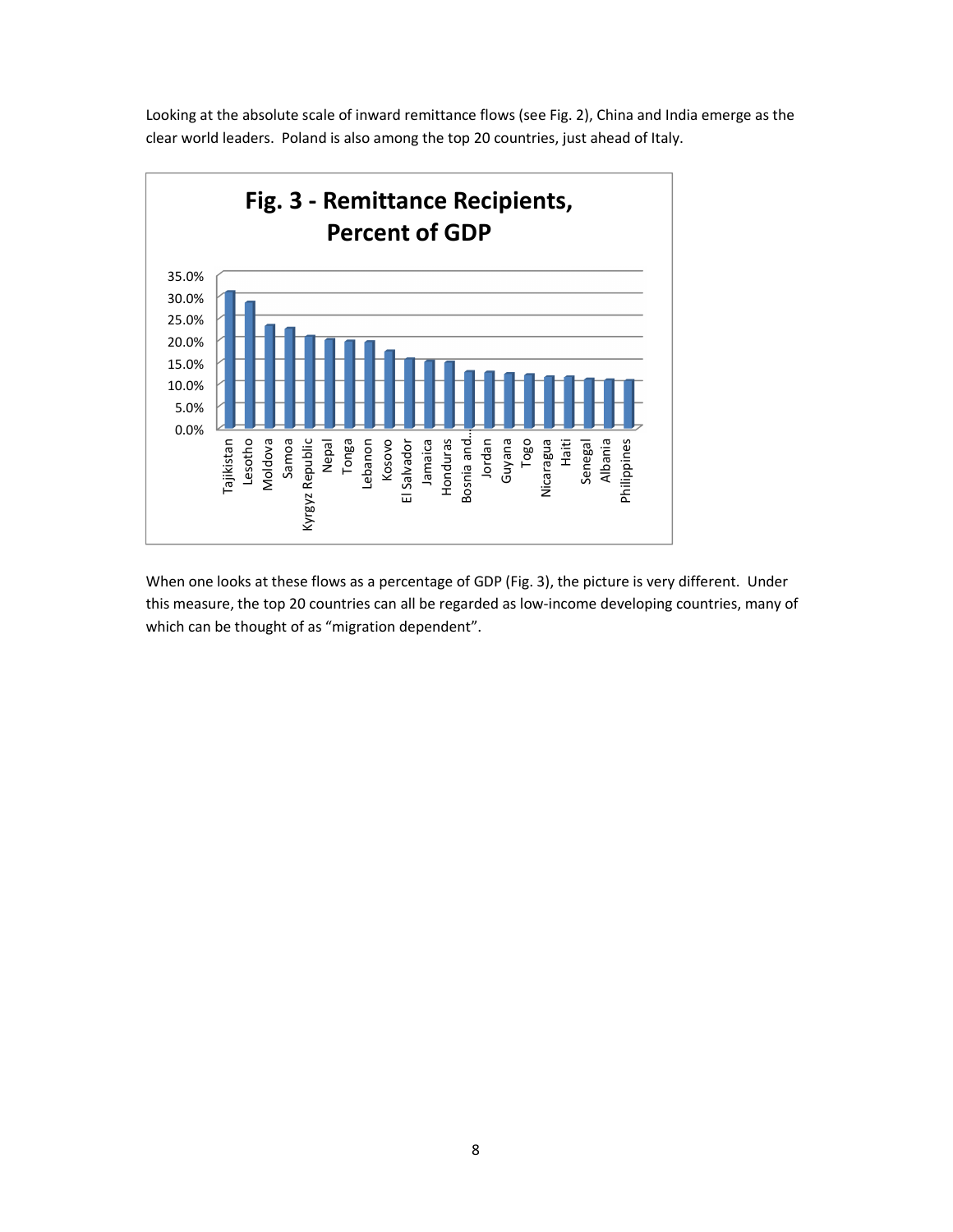Looking at the absolute scale of inward remittance flows (see Fig. 2), China and India emerge as the clear world leaders. Poland is also among the top 20 countries, just ahead of Italy.

**Fig. 3 - Remittance Recipients, Percent of GDP**

When one looks at these flows as a percentage of GDP (Fig. 3), the picture is very different. Under this measure, the top 20 countries can all be regarded as low-income developing countries, many of which can be thought of as "migration dependent".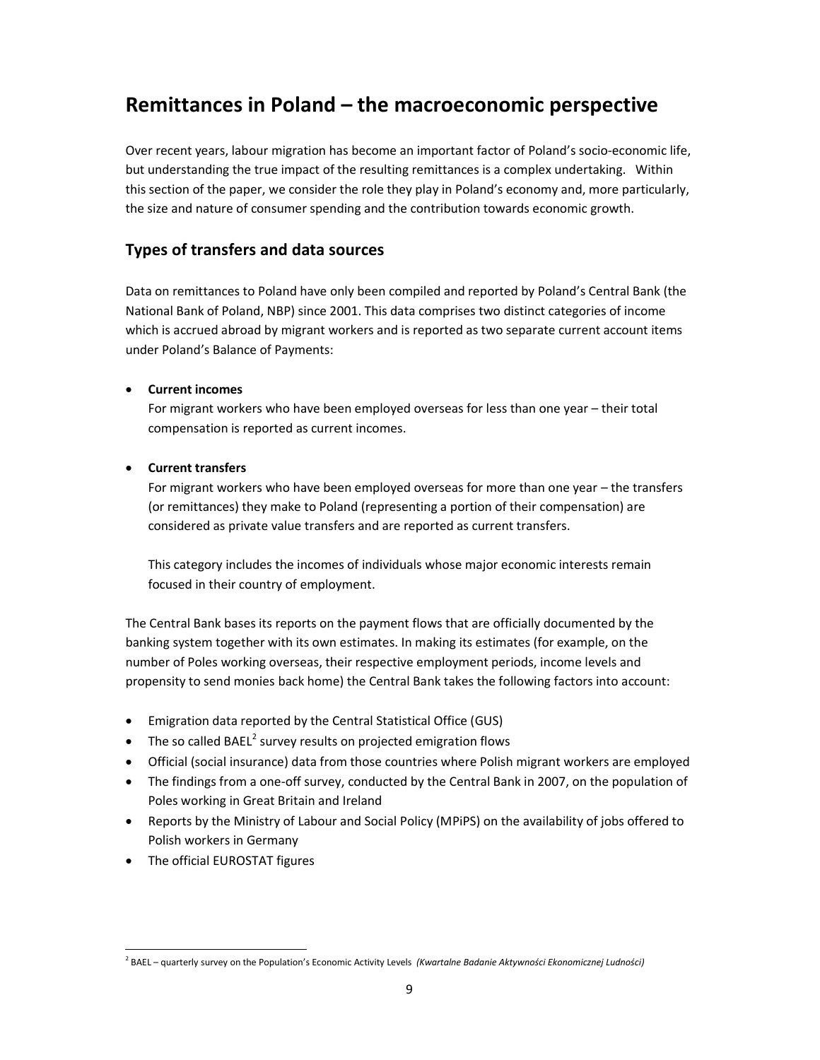# Remittances in Poland – the macroeconomic perspective

Over recent years, labour migration has become an important factor of Poland's socio-economic life, but understanding the true impact of the resulting remittances is a complex undertaking. Within this section of the paper, we consider the role they play in Poland's economy and, more particularly, the size and nature of consumer spending and the contribution towards economic growth.

## Types of transfers and data sources

Data on remittances to Poland have only been compiled and reported by Poland's Central Bank (the National Bank of Poland, NBP) since 2001. This data comprises two distinct categories of income which is accrued abroad by migrant workers and is reported as two separate current account items under Poland's Balance of Payments:

- **Current incomes**

  For migrant workers who have been employed overseas for less than one year – their total compensation is reported as current incomes.

- **Current transfers**

  For migrant workers who have been employed overseas for more than one year – the transfers (or remittances) they make to Poland (representing a portion of their compensation) are considered as private value transfers and are reported as current transfers.

  This category includes the incomes of individuals whose major economic interests remain focused in their country of employment.

The Central Bank bases its reports on the payment flows that are officially documented by the banking system together with its own estimates. In making its estimates (for example, on the number of Poles working overseas, their respective employment periods, income levels and propensity to send monies back home) the Central Bank takes the following factors into account:

- Emigration data reported by the Central Statistical Office (GUS)
- The so called BAEL[2] survey results on projected emigration flows
- Official (social insurance) data from those countries where Polish migrant workers are employed
- The findings from a one-off survey, conducted by the Central Bank in 2007, on the population of Poles working in Great Britain and Ireland
- Reports by the Ministry of Labour and Social Policy (MPiPS) on the availability of jobs offered to Polish workers in Germany
- The official EUROSTAT figures

[2] BAEL – quarterly survey on the Population's Economic Activity Levels *(Kwartalne Badanie Aktywności Ekonomicznej Ludności)*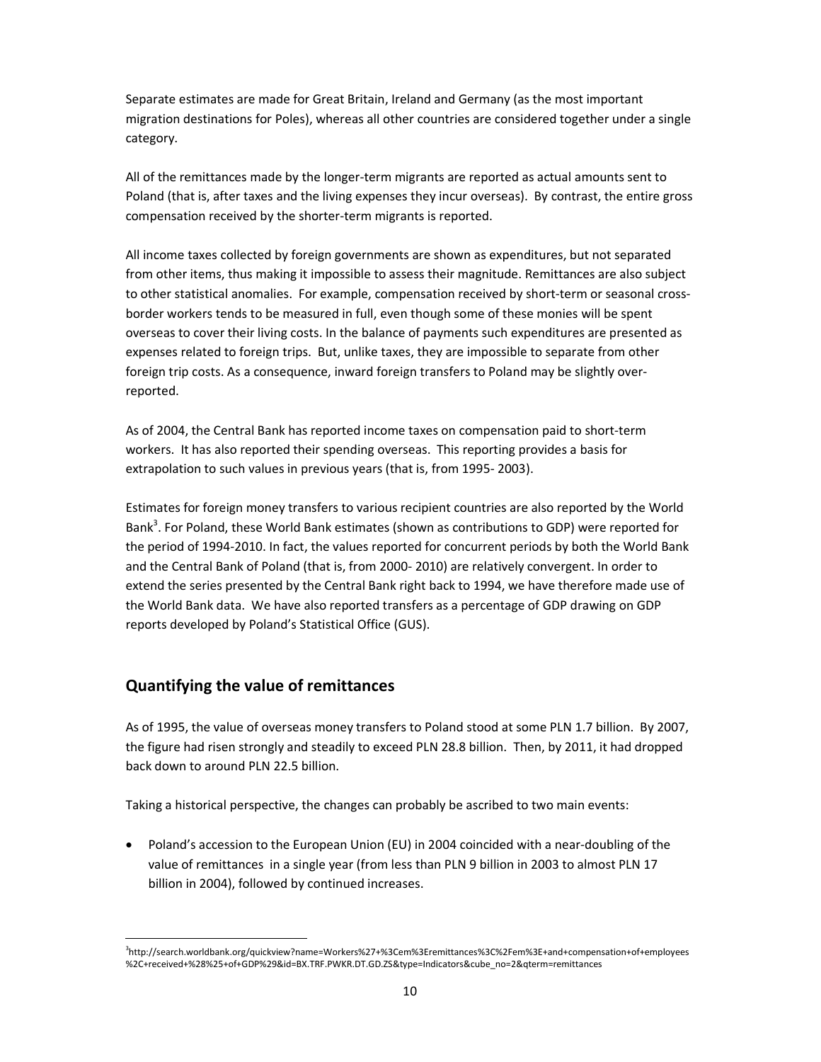Separate estimates are made for Great Britain, Ireland and Germany (as the most important migration destinations for Poles), whereas all other countries are considered together under a single category.

All of the remittances made by the longer-term migrants are reported as actual amounts sent to Poland (that is, after taxes and the living expenses they incur overseas). By contrast, the entire gross compensation received by the shorter-term migrants is reported.

All income taxes collected by foreign governments are shown as expenditures, but not separated from other items, thus making it impossible to assess their magnitude. Remittances are also subject to other statistical anomalies. For example, compensation received by short-term or seasonal cross-border workers tends to be measured in full, even though some of these monies will be spent overseas to cover their living costs. In the balance of payments such expenditures are presented as expenses related to foreign trips. But, unlike taxes, they are impossible to separate from other foreign trip costs. As a consequence, inward foreign transfers to Poland may be slightly over-reported.

As of 2004, the Central Bank has reported income taxes on compensation paid to short-term workers. It has also reported their spending overseas. This reporting provides a basis for extrapolation to such values in previous years (that is, from 1995- 2003).

Estimates for foreign money transfers to various recipient countries are also reported by the World Bank[3]. For Poland, these World Bank estimates (shown as contributions to GDP) were reported for the period of 1994-2010. In fact, the values reported for concurrent periods by both the World Bank and the Central Bank of Poland (that is, from 2000- 2010) are relatively convergent. In order to extend the series presented by the Central Bank right back to 1994, we have therefore made use of the World Bank data. We have also reported transfers as a percentage of GDP drawing on GDP reports developed by Poland's Statistical Office (GUS).

## Quantifying the value of remittances

As of 1995, the value of overseas money transfers to Poland stood at some PLN 1.7 billion. By 2007, the figure had risen strongly and steadily to exceed PLN 28.8 billion. Then, by 2011, it had dropped back down to around PLN 22.5 billion.

Taking a historical perspective, the changes can probably be ascribed to two main events:

- Poland's accession to the European Union (EU) in 2004 coincided with a near-doubling of the value of remittances in a single year (from less than PLN 9 billion in 2003 to almost PLN 17 billion in 2004), followed by continued increases.

---

[3] http://search.worldbank.org/quickview?name=Workers%27+%3Cem%3Eremittances%3C%2Fem%3E+and+compensation+of+employees%2C+received+%28%25+of+GDP%29&id=BX.TRF.PWKR.DT.GD.ZS&type=Indicators&cube_no=2&qterm=remittances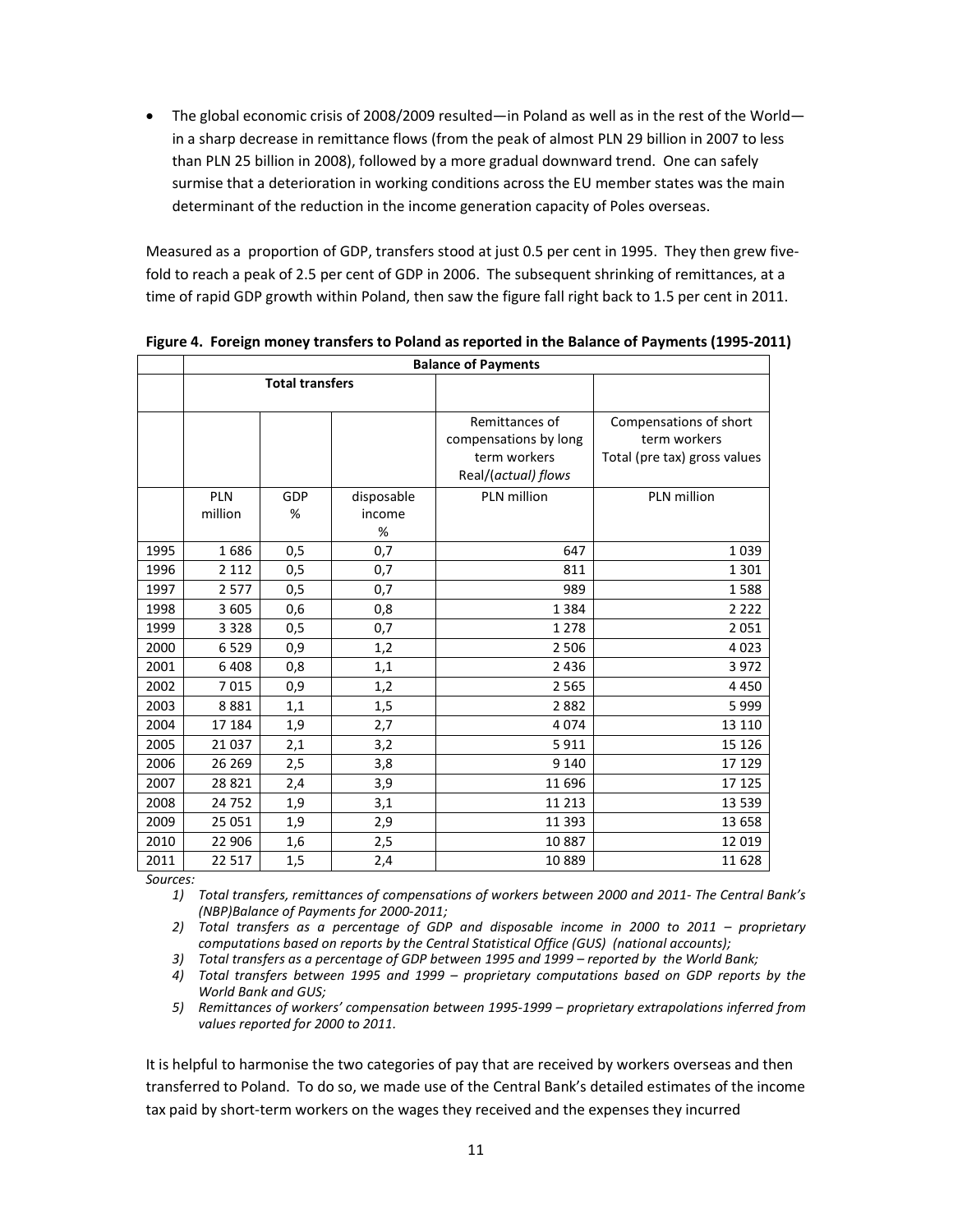- The global economic crisis of 2008/2009 resulted—in Poland as well as in the rest of the World—in a sharp decrease in remittance flows (from the peak of almost PLN 29 billion in 2007 to less than PLN 25 billion in 2008), followed by a more gradual downward trend. One can safely surmise that a deterioration in working conditions across the EU member states was the main determinant of the reduction in the income generation capacity of Poles overseas.

Measured as a proportion of GDP, transfers stood at just 0.5 per cent in 1995. They then grew five-fold to reach a peak of 2.5 per cent of GDP in 2006. The subsequent shrinking of remittances, at a time of rapid GDP growth within Poland, then saw the figure fall right back to 1.5 per cent in 2011.

**Figure 4. Foreign money transfers to Poland as reported in the Balance of Payments (1995-2011)**

| | Balance of Payments | | | | |
|---|---|---|---|---|---|
| | Total transfers | | | | |
| | | | | Remittances of compensations by long term workers Real/(*actual) flows* | Compensations of short term workers Total (pre tax) gross values |
| | PLN million | GDP % | disposable income % | PLN million | PLN million |
| 1995 | 1 686 | 0,5 | 0,7 | 647 | 1 039 |
| 1996 | 2 112 | 0,5 | 0,7 | 811 | 1 301 |
| 1997 | 2 577 | 0,5 | 0,7 | 989 | 1 588 |
| 1998 | 3 605 | 0,6 | 0,8 | 1 384 | 2 222 |
| 1999 | 3 328 | 0,5 | 0,7 | 1 278 | 2 051 |
| 2000 | 6 529 | 0,9 | 1,2 | 2 506 | 4 023 |
| 2001 | 6 408 | 0,8 | 1,1 | 2 436 | 3 972 |
| 2002 | 7 015 | 0,9 | 1,2 | 2 565 | 4 450 |
| 2003 | 8 881 | 1,1 | 1,5 | 2 882 | 5 999 |
| 2004 | 17 184 | 1,9 | 2,7 | 4 074 | 13 110 |
| 2005 | 21 037 | 2,1 | 3,2 | 5 911 | 15 126 |
| 2006 | 26 269 | 2,5 | 3,8 | 9 140 | 17 129 |
| 2007 | 28 821 | 2,4 | 3,9 | 11 696 | 17 125 |
| 2008 | 24 752 | 1,9 | 3,1 | 11 213 | 13 539 |
| 2009 | 25 051 | 1,9 | 2,9 | 11 393 | 13 658 |
| 2010 | 22 906 | 1,6 | 2,5 | 10 887 | 12 019 |
| 2011 | 22 517 | 1,5 | 2,4 | 10 889 | 11 628 |

*Sources:*

1) *Total transfers, remittances of compensations of workers between 2000 and 2011- The Central Bank's (NBP)Balance of Payments for 2000-2011;*
2) *Total transfers as a percentage of GDP and disposable income in 2000 to 2011 – proprietary computations based on reports by the Central Statistical Office (GUS) (national accounts);*
3) *Total transfers as a percentage of GDP between 1995 and 1999 – reported by the World Bank;*
4) *Total transfers between 1995 and 1999 – proprietary computations based on GDP reports by the World Bank and GUS;*
5) *Remittances of workers' compensation between 1995-1999 – proprietary extrapolations inferred from values reported for 2000 to 2011.*

It is helpful to harmonise the two categories of pay that are received by workers overseas and then transferred to Poland. To do so, we made use of the Central Bank's detailed estimates of the income tax paid by short-term workers on the wages they received and the expenses they incurred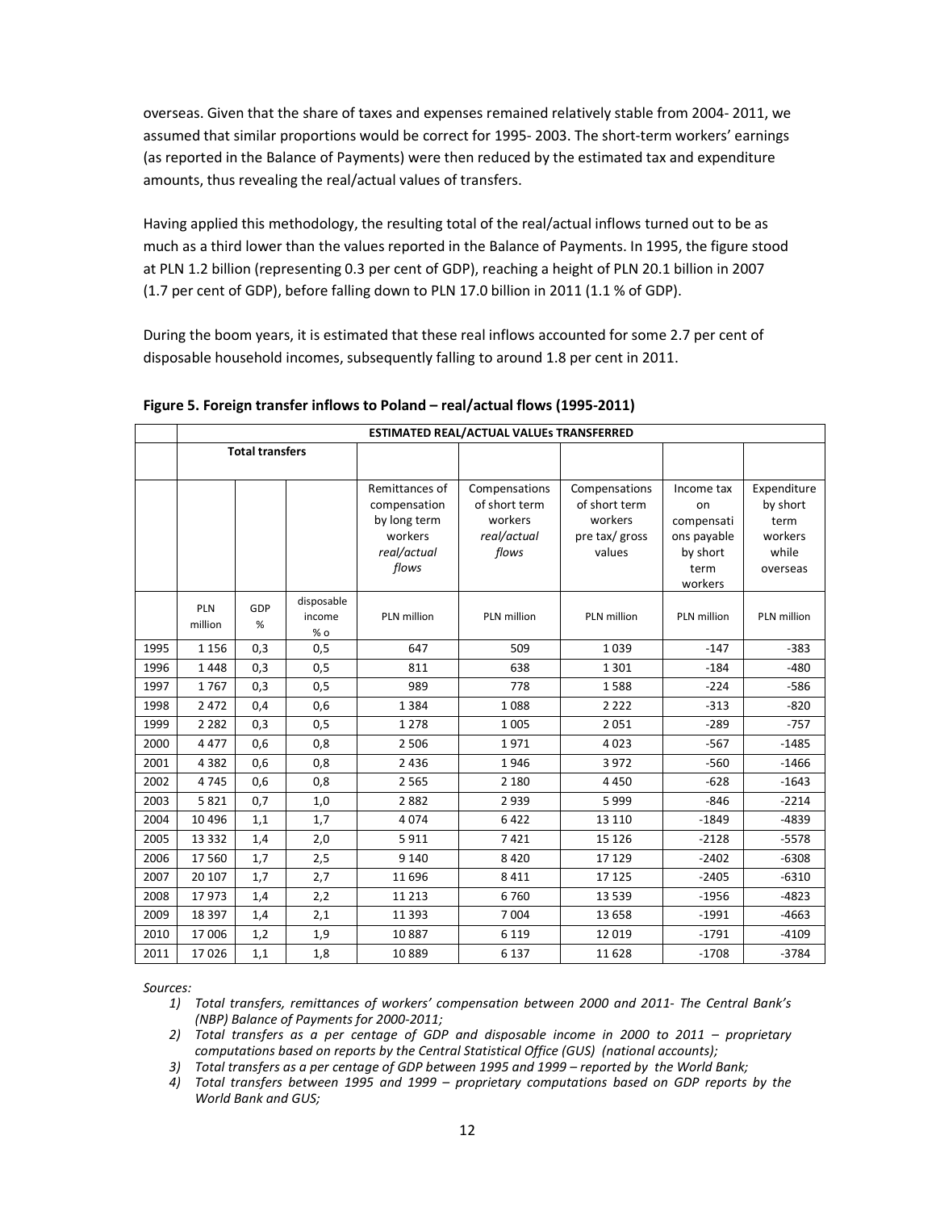overseas. Given that the share of taxes and expenses remained relatively stable from 2004- 2011, we assumed that similar proportions would be correct for 1995- 2003. The short-term workers' earnings (as reported in the Balance of Payments) were then reduced by the estimated tax and expenditure amounts, thus revealing the real/actual values of transfers.

Having applied this methodology, the resulting total of the real/actual inflows turned out to be as much as a third lower than the values reported in the Balance of Payments. In 1995, the figure stood at PLN 1.2 billion (representing 0.3 per cent of GDP), reaching a height of PLN 20.1 billion in 2007 (1.7 per cent of GDP), before falling down to PLN 17.0 billion in 2011 (1.1 % of GDP).

During the boom years, it is estimated that these real inflows accounted for some 2.7 per cent of disposable household incomes, subsequently falling to around 1.8 per cent in 2011.

**Figure 5. Foreign transfer inflows to Poland – real/actual flows (1995-2011)**

| | ESTIMATED REAL/ACTUAL VALUEs TRANSFERRED | | | | | | | |
|---|---|---|---|---|---|---|---|---|
| | Total transfers | | | | | | | |
| | | | | Remittances of compensation by long term workers *real/actual flows* | Compensations of short term workers *real/actual flows* | Compensations of short term workers pre tax/ gross values | Income tax on compensations payable by short term workers | Expenditure by short term workers while overseas |
| | PLN million | GDP % | disposable income % o | PLN million | PLN million | PLN million | PLN million | PLN million |
| 1995 | 1 156 | 0,3 | 0,5 | 647 | 509 | 1 039 | -147 | -383 |
| 1996 | 1 448 | 0,3 | 0,5 | 811 | 638 | 1 301 | -184 | -480 |
| 1997 | 1 767 | 0,3 | 0,5 | 989 | 778 | 1 588 | -224 | -586 |
| 1998 | 2 472 | 0,4 | 0,6 | 1 384 | 1 088 | 2 222 | -313 | -820 |
| 1999 | 2 282 | 0,3 | 0,5 | 1 278 | 1 005 | 2 051 | -289 | -757 |
| 2000 | 4 477 | 0,6 | 0,8 | 2 506 | 1 971 | 4 023 | -567 | -1485 |
| 2001 | 4 382 | 0,6 | 0,8 | 2 436 | 1 946 | 3 972 | -560 | -1466 |
| 2002 | 4 745 | 0,6 | 0,8 | 2 565 | 2 180 | 4 450 | -628 | -1643 |
| 2003 | 5 821 | 0,7 | 1,0 | 2 882 | 2 939 | 5 999 | -846 | -2214 |
| 2004 | 10 496 | 1,1 | 1,7 | 4 074 | 6 422 | 13 110 | -1849 | -4839 |
| 2005 | 13 332 | 1,4 | 2,0 | 5 911 | 7 421 | 15 126 | -2128 | -5578 |
| 2006 | 17 560 | 1,7 | 2,5 | 9 140 | 8 420 | 17 129 | -2402 | -6308 |
| 2007 | 20 107 | 1,7 | 2,7 | 11 696 | 8 411 | 17 125 | -2405 | -6310 |
| 2008 | 17 973 | 1,4 | 2,2 | 11 213 | 6 760 | 13 539 | -1956 | -4823 |
| 2009 | 18 397 | 1,4 | 2,1 | 11 393 | 7 004 | 13 658 | -1991 | -4663 |
| 2010 | 17 006 | 1,2 | 1,9 | 10 887 | 6 119 | 12 019 | -1791 | -4109 |
| 2011 | 17 026 | 1,1 | 1,8 | 10 889 | 6 137 | 11 628 | -1708 | -3784 |

*Sources:*

1) *Total transfers, remittances of workers' compensation between 2000 and 2011- The Central Bank's (NBP) Balance of Payments for 2000-2011;*
2) *Total transfers as a per centage of GDP and disposable income in 2000 to 2011 – proprietary computations based on reports by the Central Statistical Office (GUS) (national accounts);*
3) *Total transfers as a per centage of GDP between 1995 and 1999 – reported by the World Bank;*
4) *Total transfers between 1995 and 1999 – proprietary computations based on GDP reports by the World Bank and GUS;*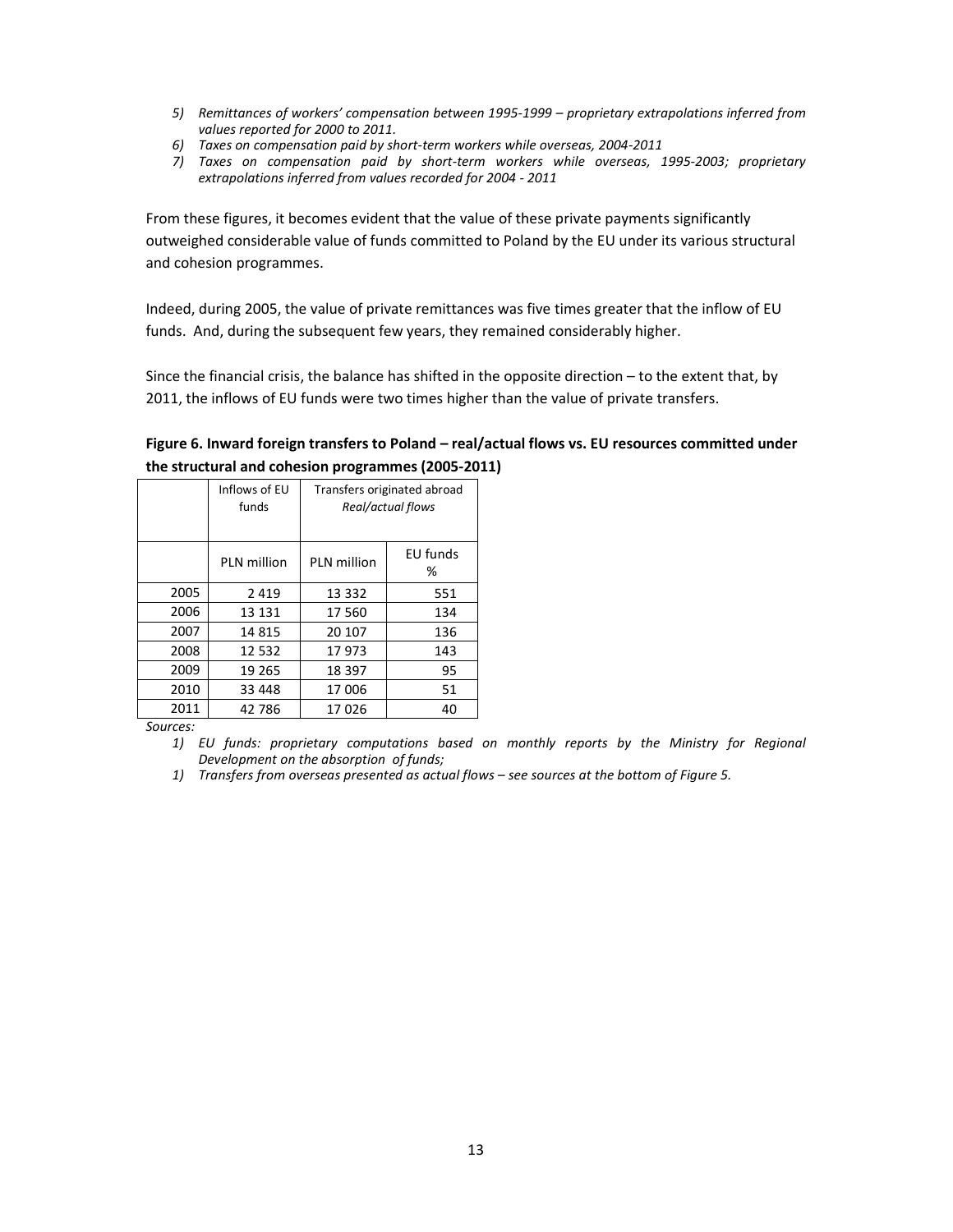5) *Remittances of workers' compensation between 1995-1999 – proprietary extrapolations inferred from values reported for 2000 to 2011.*
6) *Taxes on compensation paid by short-term workers while overseas, 2004-2011*
7) *Taxes on compensation paid by short-term workers while overseas, 1995-2003; proprietary extrapolations inferred from values recorded for 2004 - 2011*

From these figures, it becomes evident that the value of these private payments significantly outweighed considerable value of funds committed to Poland by the EU under its various structural and cohesion programmes.

Indeed, during 2005, the value of private remittances was five times greater that the inflow of EU funds. And, during the subsequent few years, they remained considerably higher.

Since the financial crisis, the balance has shifted in the opposite direction – to the extent that, by 2011, the inflows of EU funds were two times higher than the value of private transfers.

**Figure 6. Inward foreign transfers to Poland – real/actual flows vs. EU resources committed under the structural and cohesion programmes (2005-2011)**

| | Inflows of EU funds | Transfers originated abroad *Real/actual flows* | |
|---|---|---|---|
| | PLN million | PLN million | EU funds % |
| 2005 | 2 419 | 13 332 | 551 |
| 2006 | 13 131 | 17 560 | 134 |
| 2007 | 14 815 | 20 107 | 136 |
| 2008 | 12 532 | 17 973 | 143 |
| 2009 | 19 265 | 18 397 | 95 |
| 2010 | 33 448 | 17 006 | 51 |
| 2011 | 42 786 | 17 026 | 40 |

*Sources:*

1) *EU funds: proprietary computations based on monthly reports by the Ministry for Regional Development on the absorption of funds;*
1) *Transfers from overseas presented as actual flows – see sources at the bottom of Figure 5.*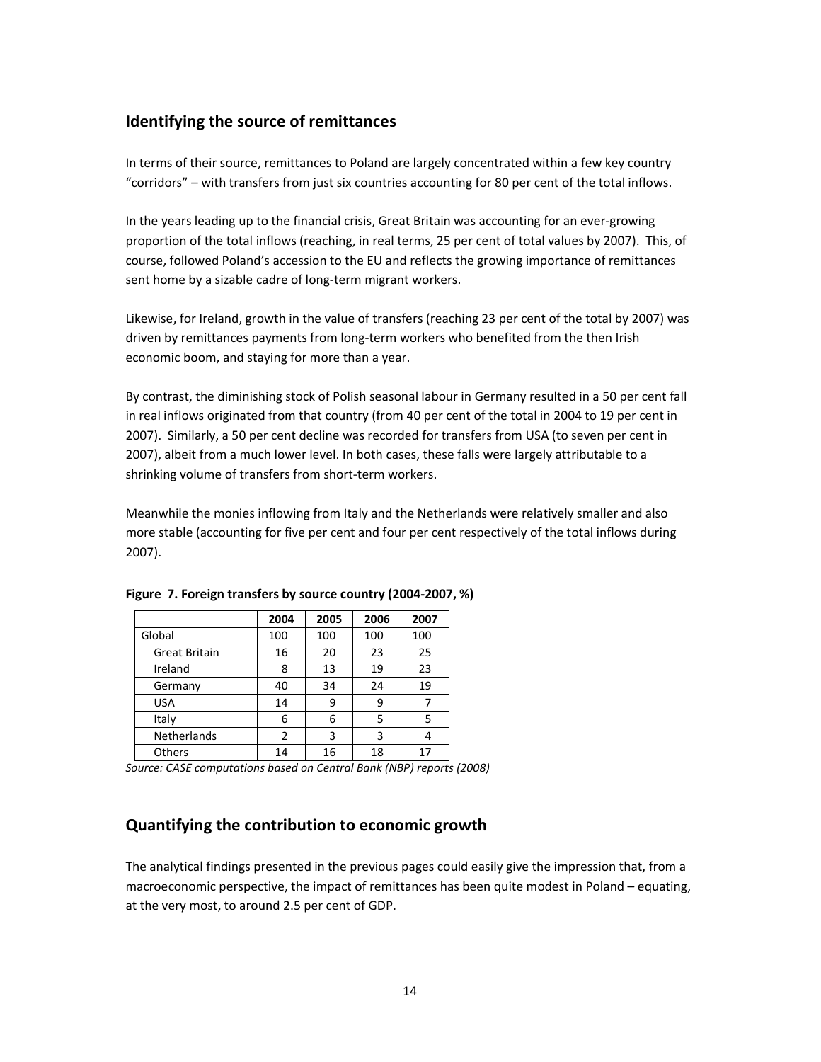## Identifying the source of remittances

In terms of their source, remittances to Poland are largely concentrated within a few key country "corridors" – with transfers from just six countries accounting for 80 per cent of the total inflows.

In the years leading up to the financial crisis, Great Britain was accounting for an ever-growing proportion of the total inflows (reaching, in real terms, 25 per cent of total values by 2007). This, of course, followed Poland's accession to the EU and reflects the growing importance of remittances sent home by a sizable cadre of long-term migrant workers.

Likewise, for Ireland, growth in the value of transfers (reaching 23 per cent of the total by 2007) was driven by remittances payments from long-term workers who benefited from the then Irish economic boom, and staying for more than a year.

By contrast, the diminishing stock of Polish seasonal labour in Germany resulted in a 50 per cent fall in real inflows originated from that country (from 40 per cent of the total in 2004 to 19 per cent in 2007). Similarly, a 50 per cent decline was recorded for transfers from USA (to seven per cent in 2007), albeit from a much lower level. In both cases, these falls were largely attributable to a shrinking volume of transfers from short-term workers.

Meanwhile the monies inflowing from Italy and the Netherlands were relatively smaller and also more stable (accounting for five per cent and four per cent respectively of the total inflows during 2007).

**Figure 7. Foreign transfers by source country (2004-2007, %)**

| | 2004 | 2005 | 2006 | 2007 |
|---|---|---|---|---|
| Global | 100 | 100 | 100 | 100 |
| Great Britain | 16 | 20 | 23 | 25 |
| Ireland | 8 | 13 | 19 | 23 |
| Germany | 40 | 34 | 24 | 19 |
| USA | 14 | 9 | 9 | 7 |
| Italy | 6 | 6 | 5 | 5 |
| Netherlands | 2 | 3 | 3 | 4 |
| Others | 14 | 16 | 18 | 17 |

*Source: CASE computations based on Central Bank (NBP) reports (2008)*

## Quantifying the contribution to economic growth

The analytical findings presented in the previous pages could easily give the impression that, from a macroeconomic perspective, the impact of remittances has been quite modest in Poland – equating, at the very most, to around 2.5 per cent of GDP.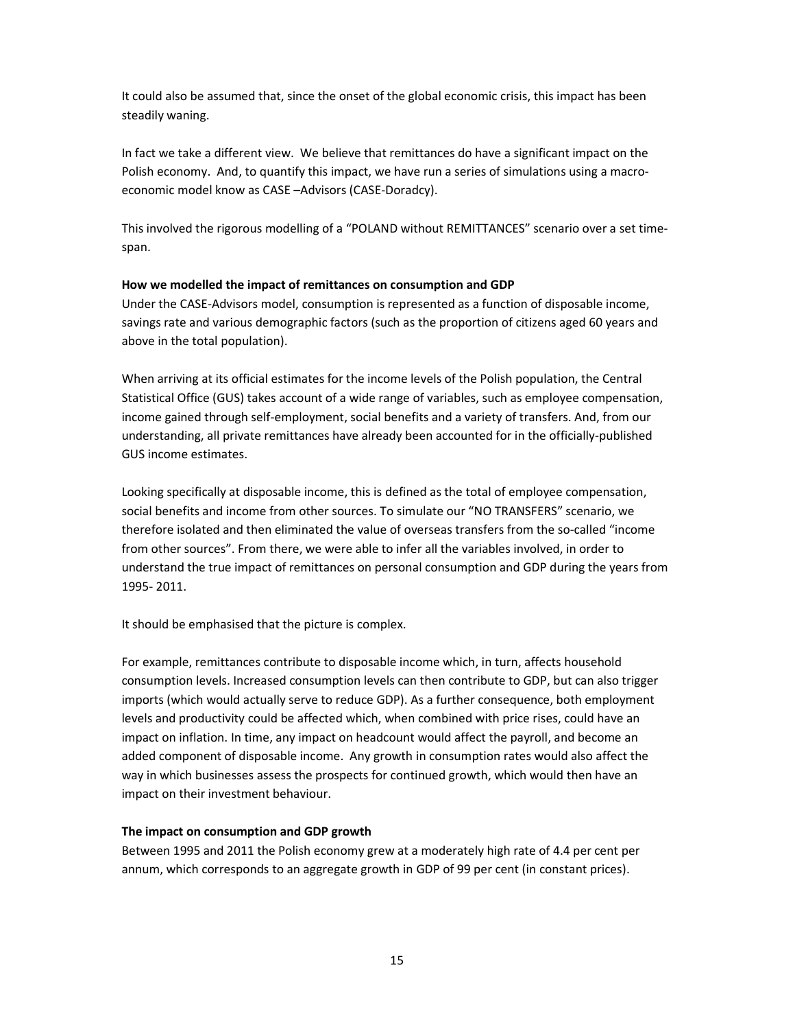It could also be assumed that, since the onset of the global economic crisis, this impact has been steadily waning.

In fact we take a different view. We believe that remittances do have a significant impact on the Polish economy. And, to quantify this impact, we have run a series of simulations using a macro-economic model know as CASE –Advisors (CASE-Doradcy).

This involved the rigorous modelling of a "POLAND without REMITTANCES" scenario over a set time-span.

**How we modelled the impact of remittances on consumption and GDP**

Under the CASE-Advisors model, consumption is represented as a function of disposable income, savings rate and various demographic factors (such as the proportion of citizens aged 60 years and above in the total population).

When arriving at its official estimates for the income levels of the Polish population, the Central Statistical Office (GUS) takes account of a wide range of variables, such as employee compensation, income gained through self-employment, social benefits and a variety of transfers. And, from our understanding, all private remittances have already been accounted for in the officially-published GUS income estimates.

Looking specifically at disposable income, this is defined as the total of employee compensation, social benefits and income from other sources. To simulate our "NO TRANSFERS" scenario, we therefore isolated and then eliminated the value of overseas transfers from the so-called "income from other sources". From there, we were able to infer all the variables involved, in order to understand the true impact of remittances on personal consumption and GDP during the years from 1995- 2011.

It should be emphasised that the picture is complex.

For example, remittances contribute to disposable income which, in turn, affects household consumption levels. Increased consumption levels can then contribute to GDP, but can also trigger imports (which would actually serve to reduce GDP). As a further consequence, both employment levels and productivity could be affected which, when combined with price rises, could have an impact on inflation. In time, any impact on headcount would affect the payroll, and become an added component of disposable income. Any growth in consumption rates would also affect the way in which businesses assess the prospects for continued growth, which would then have an impact on their investment behaviour.

**The impact on consumption and GDP growth**

Between 1995 and 2011 the Polish economy grew at a moderately high rate of 4.4 per cent per annum, which corresponds to an aggregate growth in GDP of 99 per cent (in constant prices).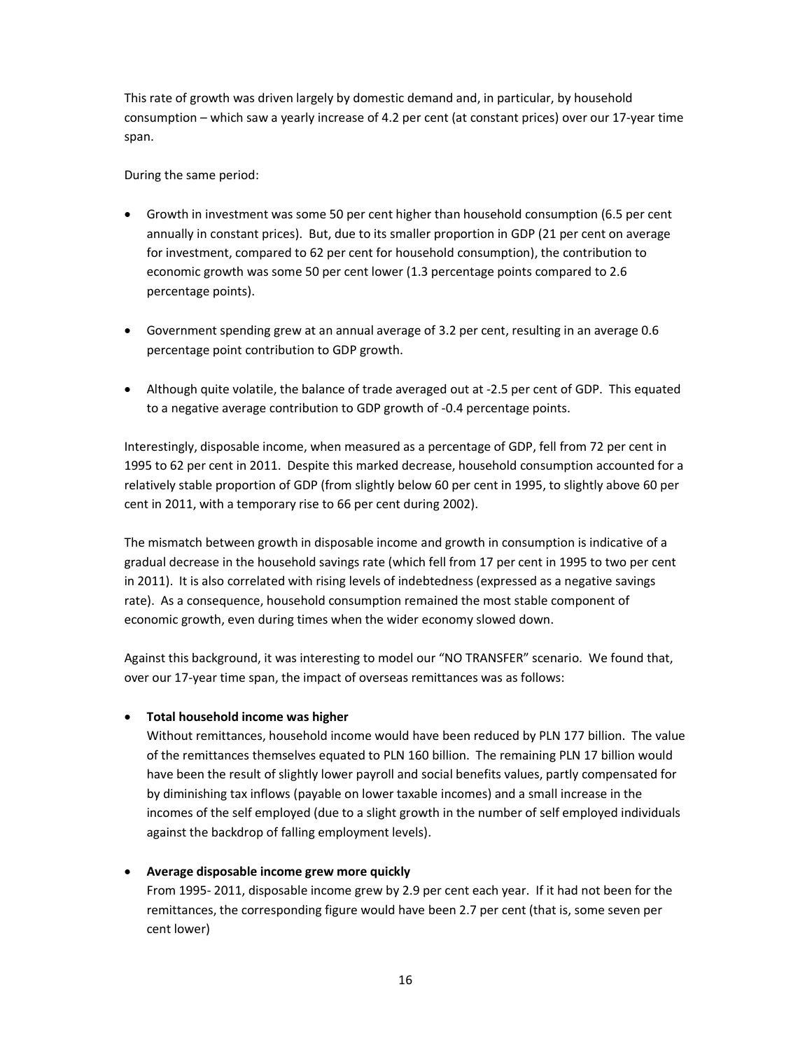This rate of growth was driven largely by domestic demand and, in particular, by household consumption – which saw a yearly increase of 4.2 per cent (at constant prices) over our 17-year time span.

During the same period:

- Growth in investment was some 50 per cent higher than household consumption (6.5 per cent annually in constant prices). But, due to its smaller proportion in GDP (21 per cent on average for investment, compared to 62 per cent for household consumption), the contribution to economic growth was some 50 per cent lower (1.3 percentage points compared to 2.6 percentage points).

- Government spending grew at an annual average of 3.2 per cent, resulting in an average 0.6 percentage point contribution to GDP growth.

- Although quite volatile, the balance of trade averaged out at -2.5 per cent of GDP. This equated to a negative average contribution to GDP growth of -0.4 percentage points.

Interestingly, disposable income, when measured as a percentage of GDP, fell from 72 per cent in 1995 to 62 per cent in 2011. Despite this marked decrease, household consumption accounted for a relatively stable proportion of GDP (from slightly below 60 per cent in 1995, to slightly above 60 per cent in 2011, with a temporary rise to 66 per cent during 2002).

The mismatch between growth in disposable income and growth in consumption is indicative of a gradual decrease in the household savings rate (which fell from 17 per cent in 1995 to two per cent in 2011). It is also correlated with rising levels of indebtedness (expressed as a negative savings rate). As a consequence, household consumption remained the most stable component of economic growth, even during times when the wider economy slowed down.

Against this background, it was interesting to model our "NO TRANSFER" scenario. We found that, over our 17-year time span, the impact of overseas remittances was as follows:

- **Total household income was higher**
  Without remittances, household income would have been reduced by PLN 177 billion. The value of the remittances themselves equated to PLN 160 billion. The remaining PLN 17 billion would have been the result of slightly lower payroll and social benefits values, partly compensated for by diminishing tax inflows (payable on lower taxable incomes) and a small increase in the incomes of the self employed (due to a slight growth in the number of self employed individuals against the backdrop of falling employment levels).

- **Average disposable income grew more quickly**
  From 1995- 2011, disposable income grew by 2.9 per cent each year. If it had not been for the remittances, the corresponding figure would have been 2.7 per cent (that is, some seven per cent lower)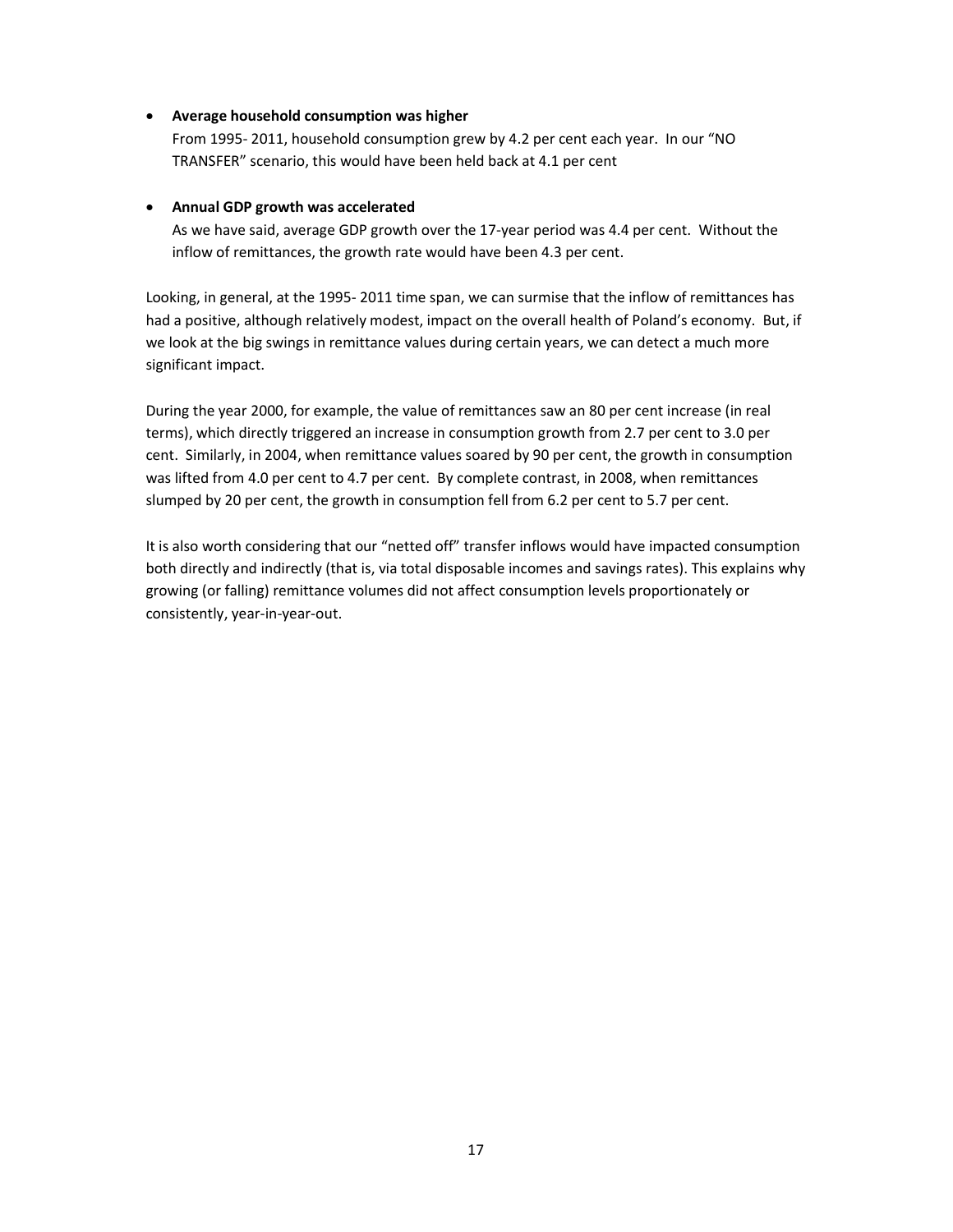- **Average household consumption was higher**
  From 1995- 2011, household consumption grew by 4.2 per cent each year. In our "NO TRANSFER" scenario, this would have been held back at 4.1 per cent

- **Annual GDP growth was accelerated**
  As we have said, average GDP growth over the 17-year period was 4.4 per cent. Without the inflow of remittances, the growth rate would have been 4.3 per cent.

Looking, in general, at the 1995- 2011 time span, we can surmise that the inflow of remittances has had a positive, although relatively modest, impact on the overall health of Poland's economy. But, if we look at the big swings in remittance values during certain years, we can detect a much more significant impact.

During the year 2000, for example, the value of remittances saw an 80 per cent increase (in real terms), which directly triggered an increase in consumption growth from 2.7 per cent to 3.0 per cent. Similarly, in 2004, when remittance values soared by 90 per cent, the growth in consumption was lifted from 4.0 per cent to 4.7 per cent. By complete contrast, in 2008, when remittances slumped by 20 per cent, the growth in consumption fell from 6.2 per cent to 5.7 per cent.

It is also worth considering that our "netted off" transfer inflows would have impacted consumption both directly and indirectly (that is, via total disposable incomes and savings rates). This explains why growing (or falling) remittance volumes did not affect consumption levels proportionately or consistently, year-in-year-out.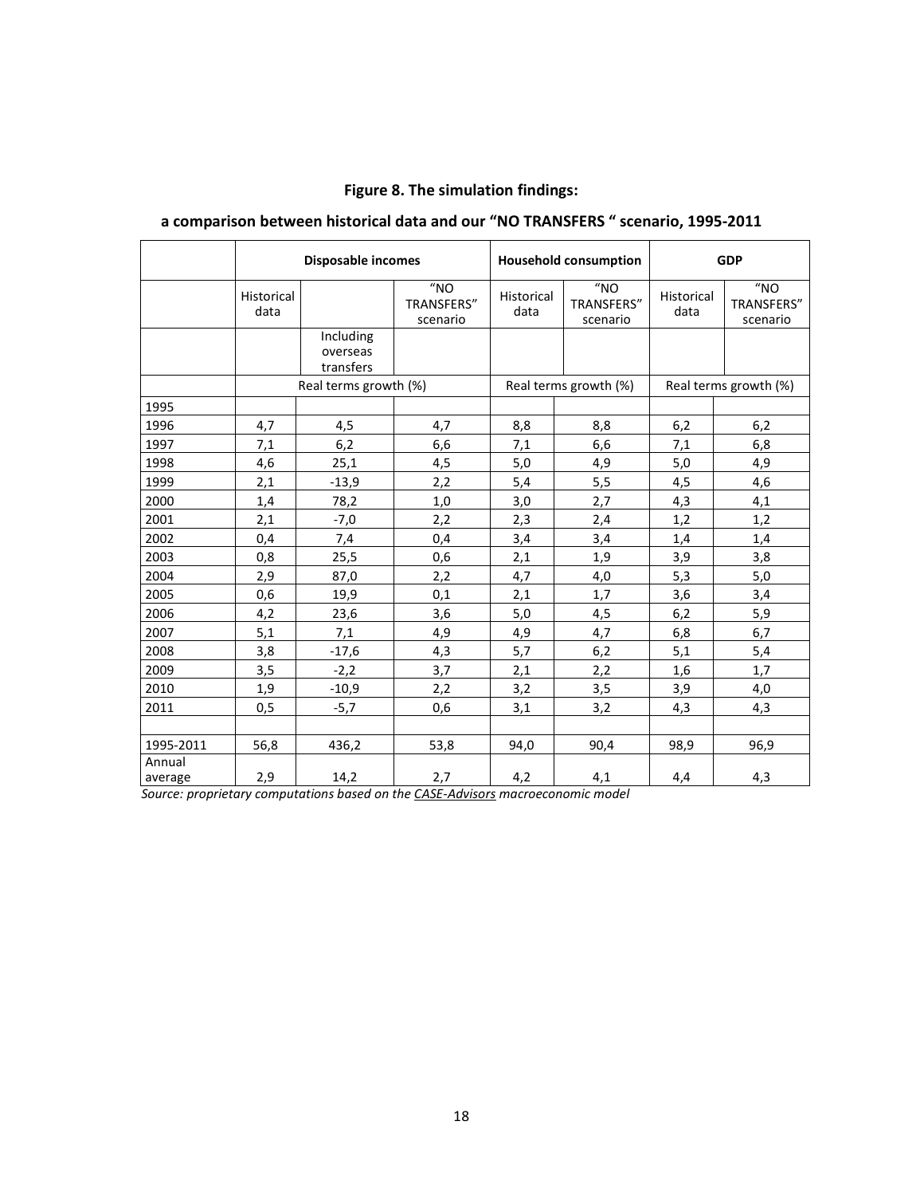**Figure 8. The simulation findings:**

**a comparison between historical data and our "NO TRANSFERS " scenario, 1995-2011**

| | **Disposable incomes** | | | **Household consumption** | | **GDP** | |
|---|---|---|---|---|---|---|---|
| | Historical data | | "NO TRANSFERS" scenario | Historical data | "NO TRANSFERS" scenario | Historical data | "NO TRANSFERS" scenario |
| | | Including overseas transfers | | | | | |
| | Real terms growth (%) | | | Real terms growth (%) | | Real terms growth (%) | |
| 1995 | | | | | | | |
| 1996 | 4,7 | 4,5 | 4,7 | 8,8 | 8,8 | 6,2 | 6,2 |
| 1997 | 7,1 | 6,2 | 6,6 | 7,1 | 6,6 | 7,1 | 6,8 |
| 1998 | 4,6 | 25,1 | 4,5 | 5,0 | 4,9 | 5,0 | 4,9 |
| 1999 | 2,1 | -13,9 | 2,2 | 5,4 | 5,5 | 4,5 | 4,6 |
| 2000 | 1,4 | 78,2 | 1,0 | 3,0 | 2,7 | 4,3 | 4,1 |
| 2001 | 2,1 | -7,0 | 2,2 | 2,3 | 2,4 | 1,2 | 1,2 |
| 2002 | 0,4 | 7,4 | 0,4 | 3,4 | 3,4 | 1,4 | 1,4 |
| 2003 | 0,8 | 25,5 | 0,6 | 2,1 | 1,9 | 3,9 | 3,8 |
| 2004 | 2,9 | 87,0 | 2,2 | 4,7 | 4,0 | 5,3 | 5,0 |
| 2005 | 0,6 | 19,9 | 0,1 | 2,1 | 1,7 | 3,6 | 3,4 |
| 2006 | 4,2 | 23,6 | 3,6 | 5,0 | 4,5 | 6,2 | 5,9 |
| 2007 | 5,1 | 7,1 | 4,9 | 4,9 | 4,7 | 6,8 | 6,7 |
| 2008 | 3,8 | -17,6 | 4,3 | 5,7 | 6,2 | 5,1 | 5,4 |
| 2009 | 3,5 | -2,2 | 3,7 | 2,1 | 2,2 | 1,6 | 1,7 |
| 2010 | 1,9 | -10,9 | 2,2 | 3,2 | 3,5 | 3,9 | 4,0 |
| 2011 | 0,5 | -5,7 | 0,6 | 3,1 | 3,2 | 4,3 | 4,3 |
| | | | | | | | |
| 1995-2011 | 56,8 | 436,2 | 53,8 | 94,0 | 90,4 | 98,9 | 96,9 |
| Annual average | 2,9 | 14,2 | 2,7 | 4,2 | 4,1 | 4,4 | 4,3 |

*Source: proprietary computations based on the CASE-Advisors macroeconomic model*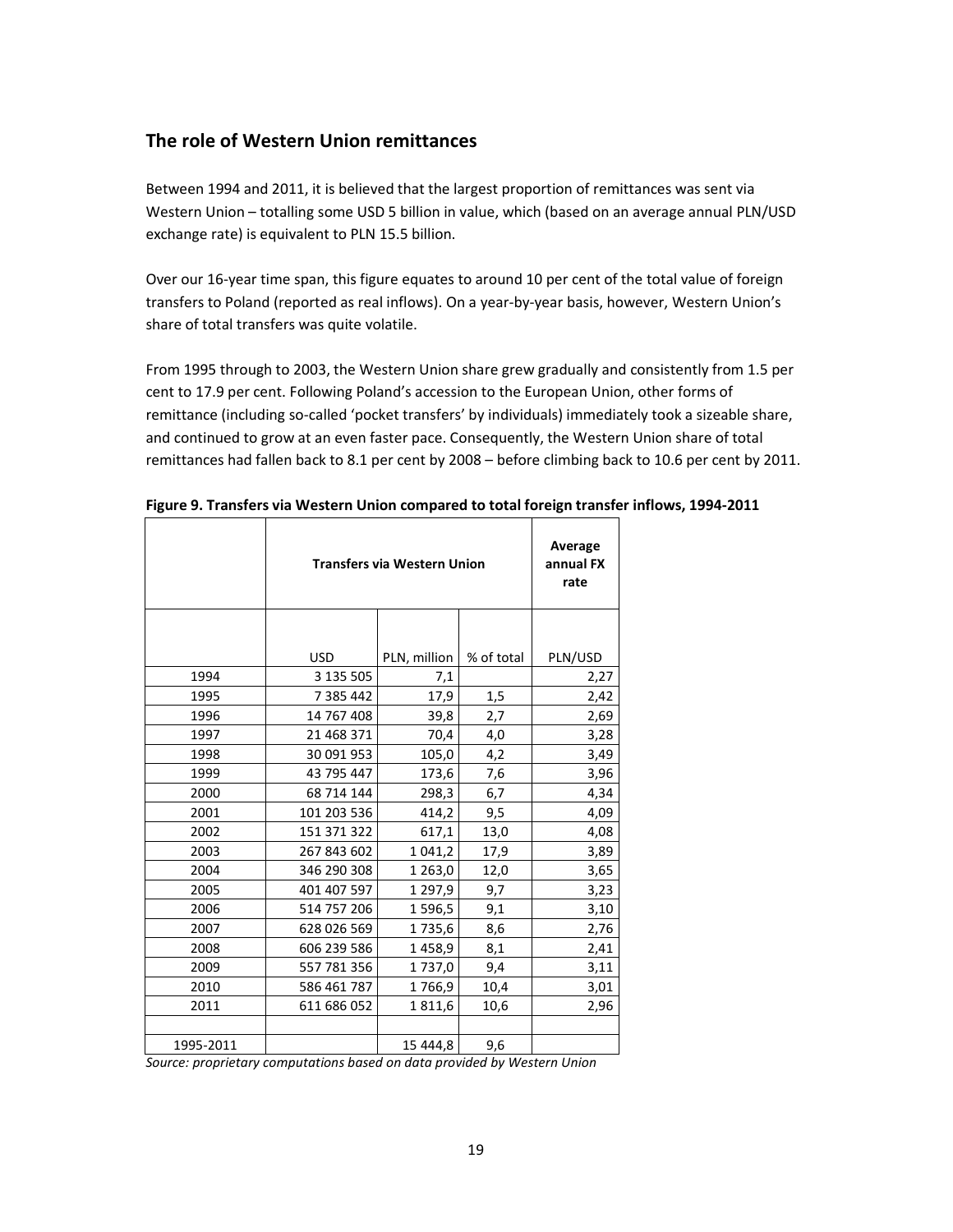## The role of Western Union remittances

Between 1994 and 2011, it is believed that the largest proportion of remittances was sent via Western Union – totalling some USD 5 billion in value, which (based on an average annual PLN/USD exchange rate) is equivalent to PLN 15.5 billion.

Over our 16-year time span, this figure equates to around 10 per cent of the total value of foreign transfers to Poland (reported as real inflows). On a year-by-year basis, however, Western Union's share of total transfers was quite volatile.

From 1995 through to 2003, the Western Union share grew gradually and consistently from 1.5 per cent to 17.9 per cent. Following Poland's accession to the European Union, other forms of remittance (including so-called 'pocket transfers' by individuals) immediately took a sizeable share, and continued to grow at an even faster pace. Consequently, the Western Union share of total remittances had fallen back to 8.1 per cent by 2008 – before climbing back to 10.6 per cent by 2011.

**Figure 9. Transfers via Western Union compared to total foreign transfer inflows, 1994-2011**

| | Transfers via Western Union | | | Average annual FX rate |
|---|---|---|---|---|
| | USD | PLN, million | % of total | PLN/USD |
| 1994 | 3 135 505 | 7,1 | | 2,27 |
| 1995 | 7 385 442 | 17,9 | 1,5 | 2,42 |
| 1996 | 14 767 408 | 39,8 | 2,7 | 2,69 |
| 1997 | 21 468 371 | 70,4 | 4,0 | 3,28 |
| 1998 | 30 091 953 | 105,0 | 4,2 | 3,49 |
| 1999 | 43 795 447 | 173,6 | 7,6 | 3,96 |
| 2000 | 68 714 144 | 298,3 | 6,7 | 4,34 |
| 2001 | 101 203 536 | 414,2 | 9,5 | 4,09 |
| 2002 | 151 371 322 | 617,1 | 13,0 | 4,08 |
| 2003 | 267 843 602 | 1 041,2 | 17,9 | 3,89 |
| 2004 | 346 290 308 | 1 263,0 | 12,0 | 3,65 |
| 2005 | 401 407 597 | 1 297,9 | 9,7 | 3,23 |
| 2006 | 514 757 206 | 1 596,5 | 9,1 | 3,10 |
| 2007 | 628 026 569 | 1 735,6 | 8,6 | 2,76 |
| 2008 | 606 239 586 | 1 458,9 | 8,1 | 2,41 |
| 2009 | 557 781 356 | 1 737,0 | 9,4 | 3,11 |
| 2010 | 586 461 787 | 1 766,9 | 10,4 | 3,01 |
| 2011 | 611 686 052 | 1 811,6 | 10,6 | 2,96 |
| | | | | |
| 1995-2011 | | 15 444,8 | 9,6 | |

*Source: proprietary computations based on data provided by Western Union*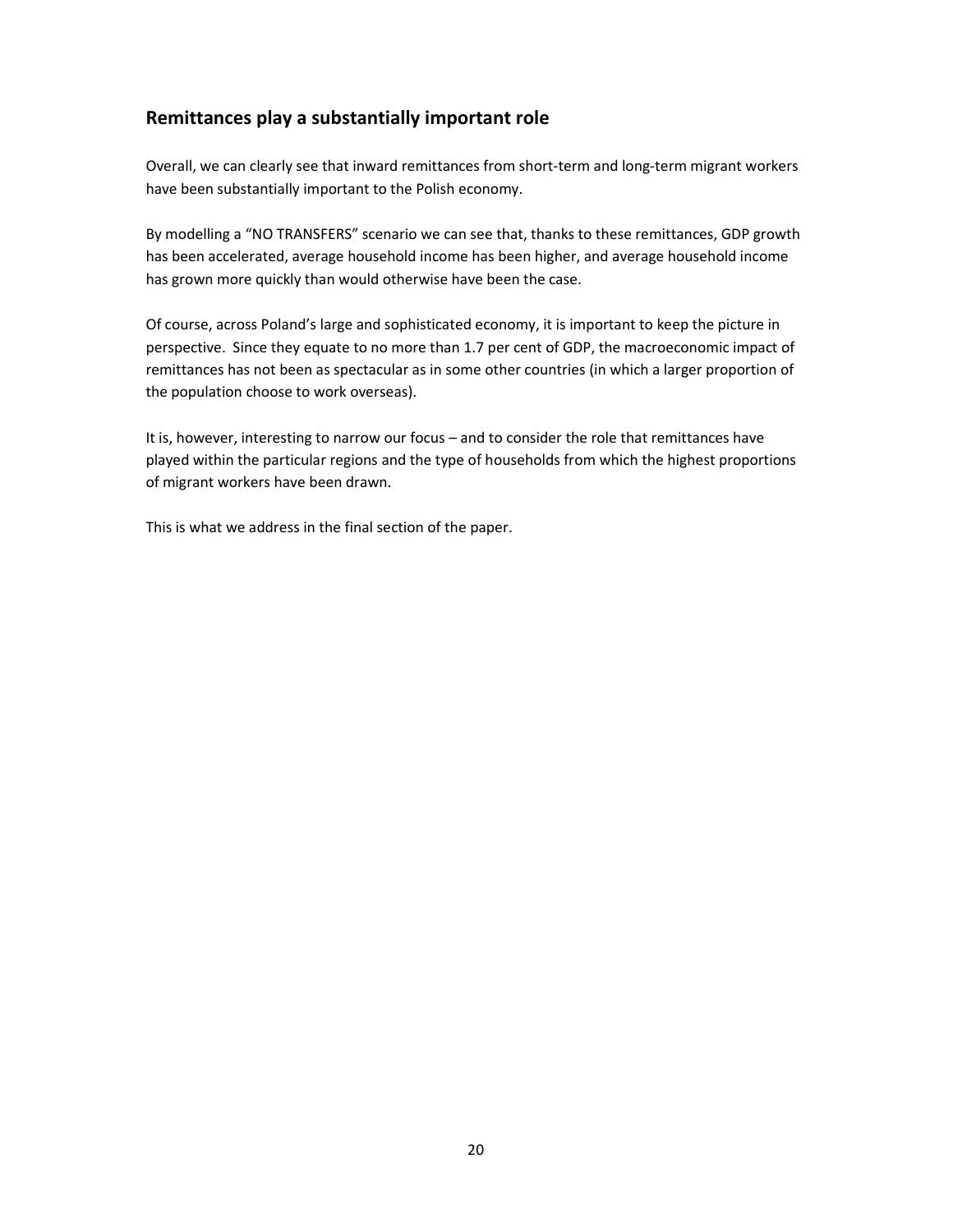## Remittances play a substantially important role

Overall, we can clearly see that inward remittances from short-term and long-term migrant workers have been substantially important to the Polish economy.

By modelling a "NO TRANSFERS" scenario we can see that, thanks to these remittances, GDP growth has been accelerated, average household income has been higher, and average household income has grown more quickly than would otherwise have been the case.

Of course, across Poland's large and sophisticated economy, it is important to keep the picture in perspective. Since they equate to no more than 1.7 per cent of GDP, the macroeconomic impact of remittances has not been as spectacular as in some other countries (in which a larger proportion of the population choose to work overseas).

It is, however, interesting to narrow our focus – and to consider the role that remittances have played within the particular regions and the type of households from which the highest proportions of migrant workers have been drawn.

This is what we address in the final section of the paper.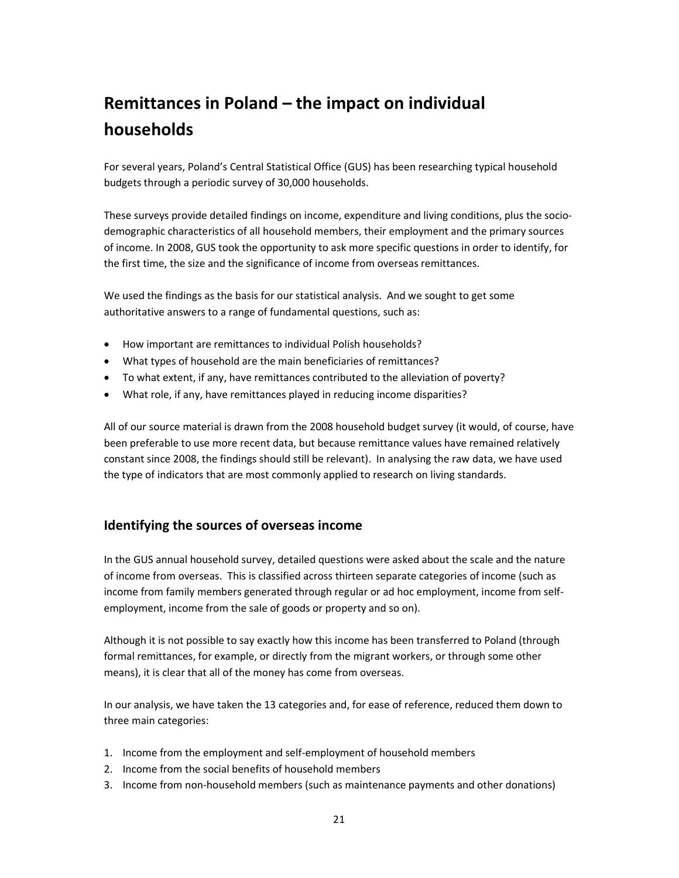# Remittances in Poland – the impact on individual households

For several years, Poland's Central Statistical Office (GUS) has been researching typical household budgets through a periodic survey of 30,000 households.

These surveys provide detailed findings on income, expenditure and living conditions, plus the socio-demographic characteristics of all household members, their employment and the primary sources of income. In 2008, GUS took the opportunity to ask more specific questions in order to identify, for the first time, the size and the significance of income from overseas remittances.

We used the findings as the basis for our statistical analysis. And we sought to get some authoritative answers to a range of fundamental questions, such as:

- How important are remittances to individual Polish households?
- What types of household are the main beneficiaries of remittances?
- To what extent, if any, have remittances contributed to the alleviation of poverty?
- What role, if any, have remittances played in reducing income disparities?

All of our source material is drawn from the 2008 household budget survey (it would, of course, have been preferable to use more recent data, but because remittance values have remained relatively constant since 2008, the findings should still be relevant). In analysing the raw data, we have used the type of indicators that are most commonly applied to research on living standards.

## Identifying the sources of overseas income

In the GUS annual household survey, detailed questions were asked about the scale and the nature of income from overseas. This is classified across thirteen separate categories of income (such as income from family members generated through regular or ad hoc employment, income from self-employment, income from the sale of goods or property and so on).

Although it is not possible to say exactly how this income has been transferred to Poland (through formal remittances, for example, or directly from the migrant workers, or through some other means), it is clear that all of the money has come from overseas.

In our analysis, we have taken the 13 categories and, for ease of reference, reduced them down to three main categories:

1. Income from the employment and self-employment of household members
2. Income from the social benefits of household members
3. Income from non-household members (such as maintenance payments and other donations)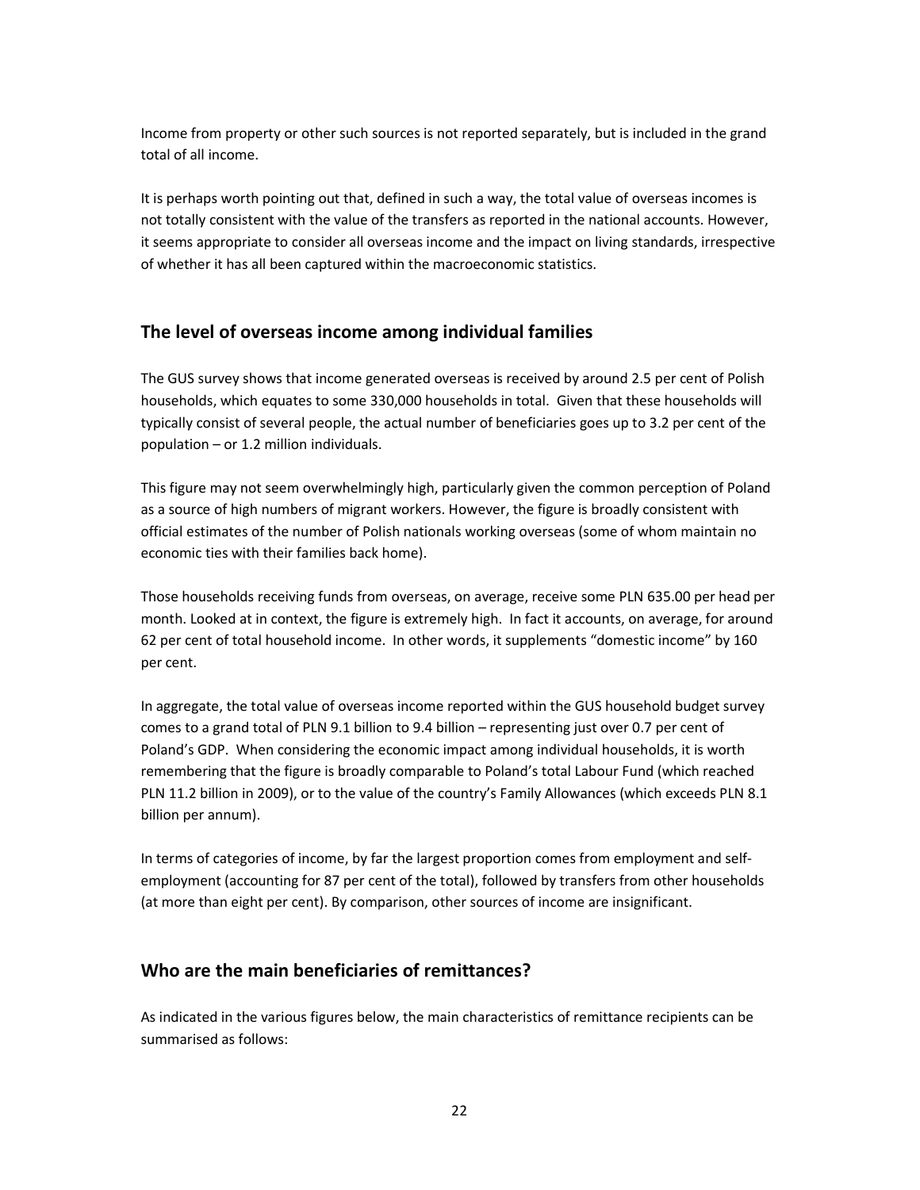Income from property or other such sources is not reported separately, but is included in the grand total of all income.

It is perhaps worth pointing out that, defined in such a way, the total value of overseas incomes is not totally consistent with the value of the transfers as reported in the national accounts. However, it seems appropriate to consider all overseas income and the impact on living standards, irrespective of whether it has all been captured within the macroeconomic statistics.

## The level of overseas income among individual families

The GUS survey shows that income generated overseas is received by around 2.5 per cent of Polish households, which equates to some 330,000 households in total. Given that these households will typically consist of several people, the actual number of beneficiaries goes up to 3.2 per cent of the population – or 1.2 million individuals.

This figure may not seem overwhelmingly high, particularly given the common perception of Poland as a source of high numbers of migrant workers. However, the figure is broadly consistent with official estimates of the number of Polish nationals working overseas (some of whom maintain no economic ties with their families back home).

Those households receiving funds from overseas, on average, receive some PLN 635.00 per head per month. Looked at in context, the figure is extremely high. In fact it accounts, on average, for around 62 per cent of total household income. In other words, it supplements "domestic income" by 160 per cent.

In aggregate, the total value of overseas income reported within the GUS household budget survey comes to a grand total of PLN 9.1 billion to 9.4 billion – representing just over 0.7 per cent of Poland's GDP. When considering the economic impact among individual households, it is worth remembering that the figure is broadly comparable to Poland's total Labour Fund (which reached PLN 11.2 billion in 2009), or to the value of the country's Family Allowances (which exceeds PLN 8.1 billion per annum).

In terms of categories of income, by far the largest proportion comes from employment and self-employment (accounting for 87 per cent of the total), followed by transfers from other households (at more than eight per cent). By comparison, other sources of income are insignificant.

## Who are the main beneficiaries of remittances?

As indicated in the various figures below, the main characteristics of remittance recipients can be summarised as follows: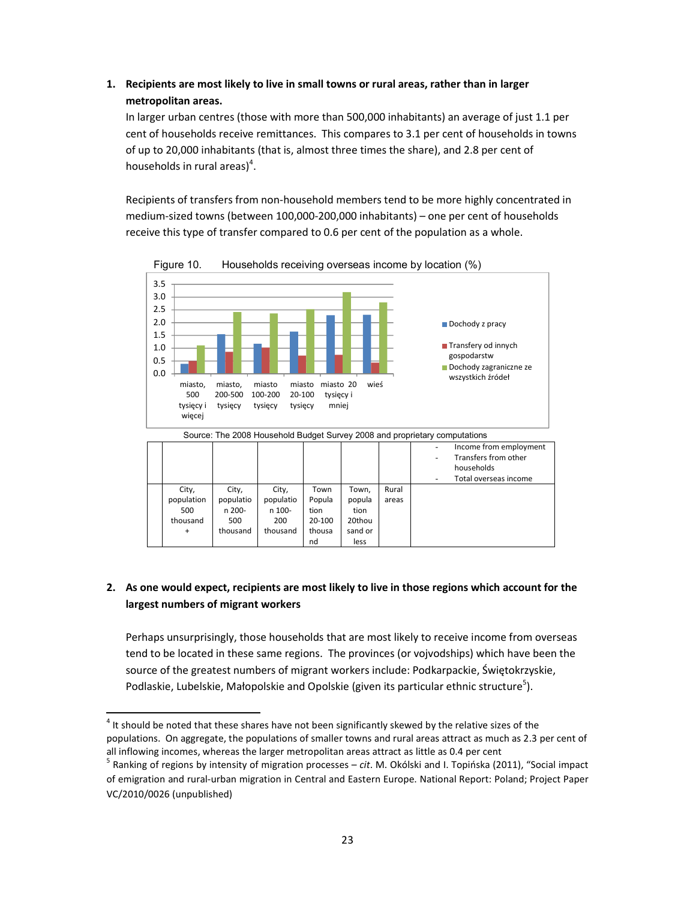1. **Recipients are most likely to live in small towns or rural areas, rather than in larger metropolitan areas.**

   In larger urban centres (those with more than 500,000 inhabitants) an average of just 1.1 per cent of households receive remittances. This compares to 3.1 per cent of households in towns of up to 20,000 inhabitants (that is, almost three times the share), and 2.8 per cent of households in rural areas)[4].

   Recipients of transfers from non-household members tend to be more highly concentrated in medium-sized towns (between 100,000-200,000 inhabitants) – one per cent of households receive this type of transfer compared to 0.6 per cent of the population as a whole.

Figure 10. Households receiving overseas income by location (%)

Source: The 2008 Household Budget Survey 2008 and proprietary computations

| | | | | | | - Income from employment<br>- Transfers from other households<br>- Total overseas income |
|---|---|---|---|---|---|---|
| City, population 500 thousand + | City, population 200-500 thousand | City, population 100-200 thousand | Town Population 20-100 thousand | Town, population 20thousand or less | Rural areas | |

2. **As one would expect, recipients are most likely to live in those regions which account for the largest numbers of migrant workers**

   Perhaps unsurprisingly, those households that are most likely to receive income from overseas tend to be located in these same regions. The provinces (or vojvodships) which have been the source of the greatest numbers of migrant workers include: Podkarpackie, Świętokrzyskie, Podlaskie, Lubelskie, Małopolskie and Opolskie (given its particular ethnic structure[5]).

---

[4] It should be noted that these shares have not been significantly skewed by the relative sizes of the populations. On aggregate, the populations of smaller towns and rural areas attract as much as 2.3 per cent of all inflowing incomes, whereas the larger metropolitan areas attract as little as 0.4 per cent

[5] Ranking of regions by intensity of migration processes – *cit*. M. Okólski and I. Topińska (2011), "Social impact of emigration and rural-urban migration in Central and Eastern Europe. National Report: Poland; Project Paper VC/2010/0026 (unpublished)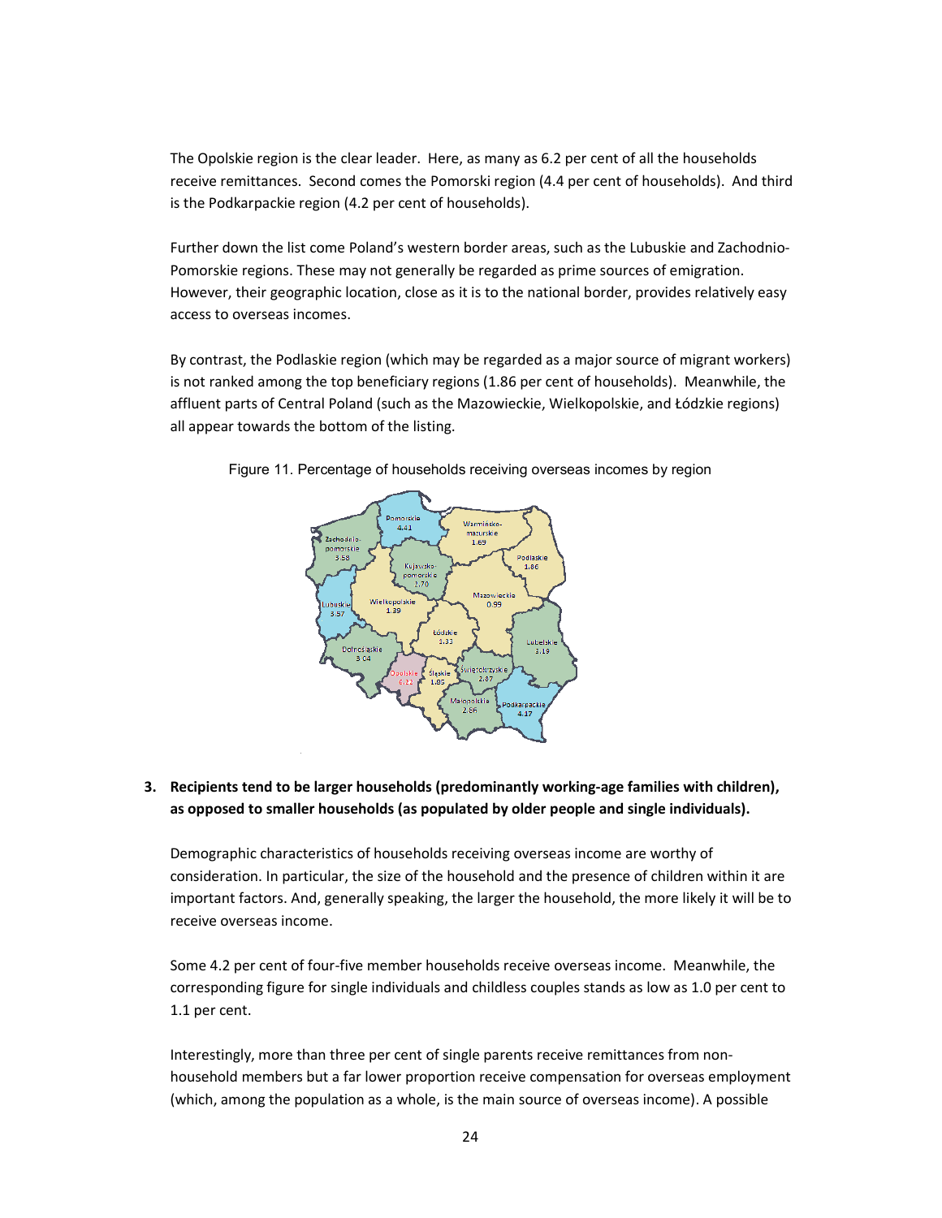The Opolskie region is the clear leader. Here, as many as 6.2 per cent of all the households receive remittances. Second comes the Pomorski region (4.4 per cent of households). And third is the Podkarpackie region (4.2 per cent of households).

Further down the list come Poland's western border areas, such as the Lubuskie and Zachodnio-Pomorskie regions. These may not generally be regarded as prime sources of emigration. However, their geographic location, close as it is to the national border, provides relatively easy access to overseas incomes.

By contrast, the Podlaskie region (which may be regarded as a major source of migrant workers) is not ranked among the top beneficiary regions (1.86 per cent of households). Meanwhile, the affluent parts of Central Poland (such as the Mazowieckie, Wielkopolskie, and Łódzkie regions) all appear towards the bottom of the listing.

Figure 11. Percentage of households receiving overseas incomes by region

Pomorskie 4.41, Warmińsko-mazurskie 1.69, Zachodnio-pomorskie 3.58, Kujawsko-pomorskie 2.70, Podlaskie 1.86, Mazowieckie 0.99, Lubuskie 3.57, Wielkopolskie 1.39, Łódzkie 1.33, Lubelskie 3.19, Dolnośląskie 3.04, Opolskie 6.22, Śląskie 1.89, Świętokrzyskie 2.87, Małopolskie 2.86, Podkarpackie 4.17

3. **Recipients tend to be larger households (predominantly working-age families with children), as opposed to smaller households (as populated by older people and single individuals).**

Demographic characteristics of households receiving overseas income are worthy of consideration. In particular, the size of the household and the presence of children within it are important factors. And, generally speaking, the larger the household, the more likely it will be to receive overseas income.

Some 4.2 per cent of four-five member households receive overseas income. Meanwhile, the corresponding figure for single individuals and childless couples stands as low as 1.0 per cent to 1.1 per cent.

Interestingly, more than three per cent of single parents receive remittances from non-household members but a far lower proportion receive compensation for overseas employment (which, among the population as a whole, is the main source of overseas income). A possible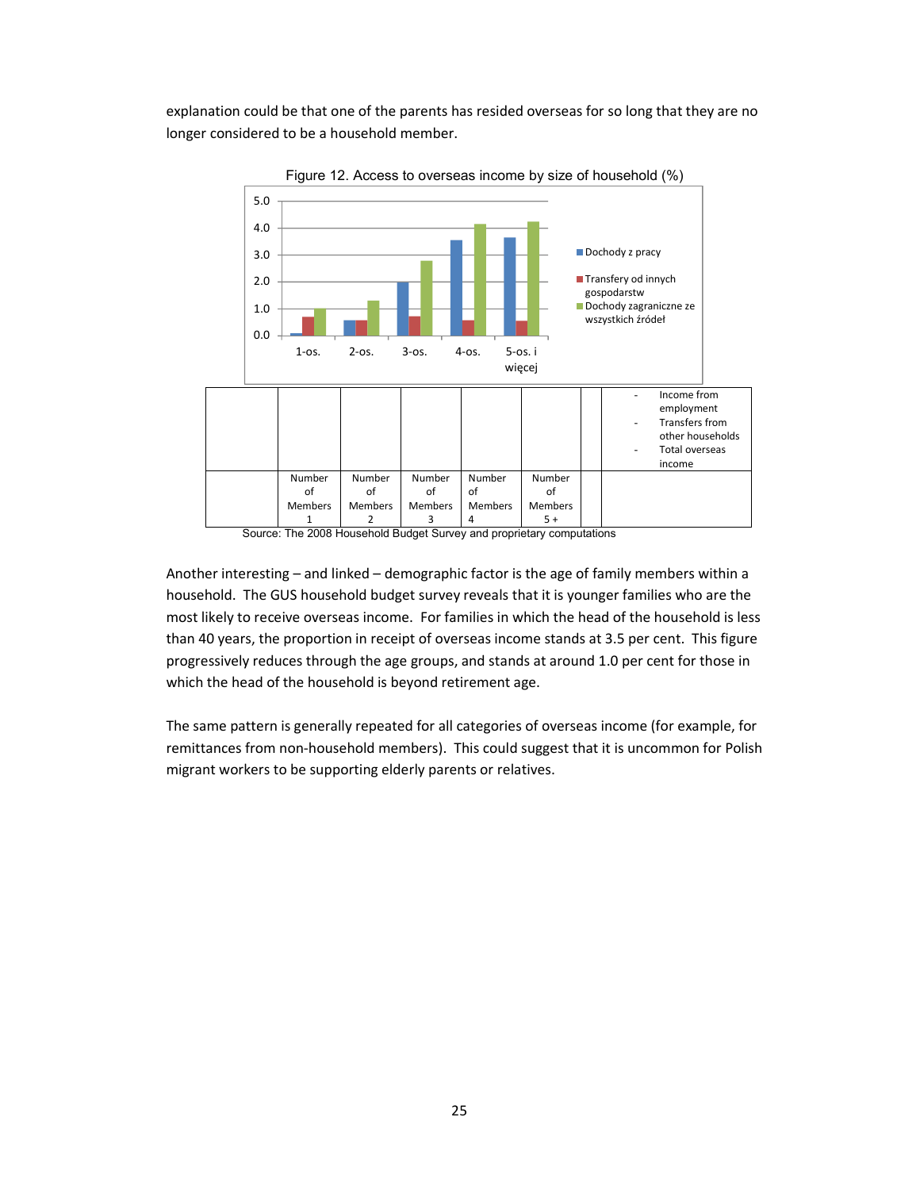explanation could be that one of the parents has resided overseas for so long that they are no longer considered to be a household member.

Figure 12. Access to overseas income by size of household (%)

| | Number of Members 1 | Number of Members 2 | Number of Members 3 | Number of Members 4 | Number of Members 5 + | | |
|---|---|---|---|---|---|---|---|
| | | | | | | | - Income from employment<br>- Transfers from other households<br>- Total overseas income |

Source: The 2008 Household Budget Survey and proprietary computations

Another interesting – and linked – demographic factor is the age of family members within a household. The GUS household budget survey reveals that it is younger families who are the most likely to receive overseas income. For families in which the head of the household is less than 40 years, the proportion in receipt of overseas income stands at 3.5 per cent. This figure progressively reduces through the age groups, and stands at around 1.0 per cent for those in which the head of the household is beyond retirement age.

The same pattern is generally repeated for all categories of overseas income (for example, for remittances from non-household members). This could suggest that it is uncommon for Polish migrant workers to be supporting elderly parents or relatives.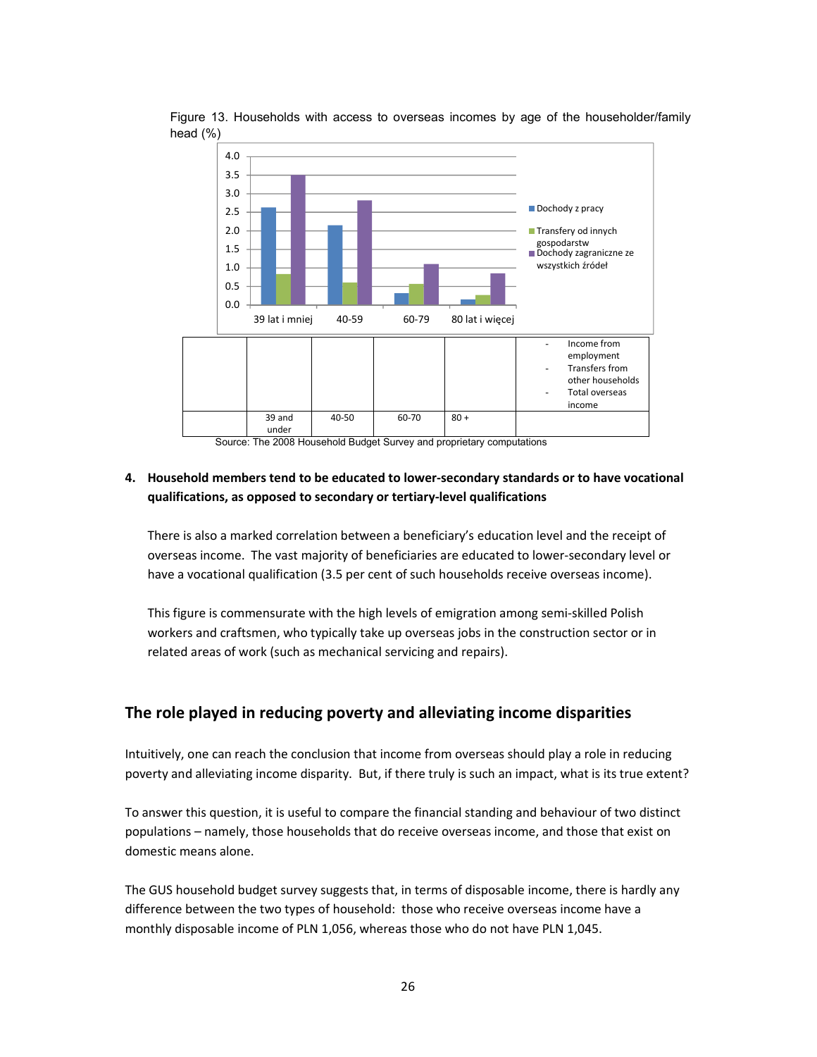Figure 13. Households with access to overseas incomes by age of the householder/family head (%)

| | 39 and under | 40-50 | 60-70 | 80 + | - Income from employment<br>- Transfers from other households<br>- Total overseas income |
|---|---|---|---|---|---|

Source: The 2008 Household Budget Survey and proprietary computations

4. **Household members tend to be educated to lower-secondary standards or to have vocational qualifications, as opposed to secondary or tertiary-level qualifications**

   There is also a marked correlation between a beneficiary's education level and the receipt of overseas income. The vast majority of beneficiaries are educated to lower-secondary level or have a vocational qualification (3.5 per cent of such households receive overseas income).

   This figure is commensurate with the high levels of emigration among semi-skilled Polish workers and craftsmen, who typically take up overseas jobs in the construction sector or in related areas of work (such as mechanical servicing and repairs).

## The role played in reducing poverty and alleviating income disparities

Intuitively, one can reach the conclusion that income from overseas should play a role in reducing poverty and alleviating income disparity. But, if there truly is such an impact, what is its true extent?

To answer this question, it is useful to compare the financial standing and behaviour of two distinct populations – namely, those households that do receive overseas income, and those that exist on domestic means alone.

The GUS household budget survey suggests that, in terms of disposable income, there is hardly any difference between the two types of household: those who receive overseas income have a monthly disposable income of PLN 1,056, whereas those who do not have PLN 1,045.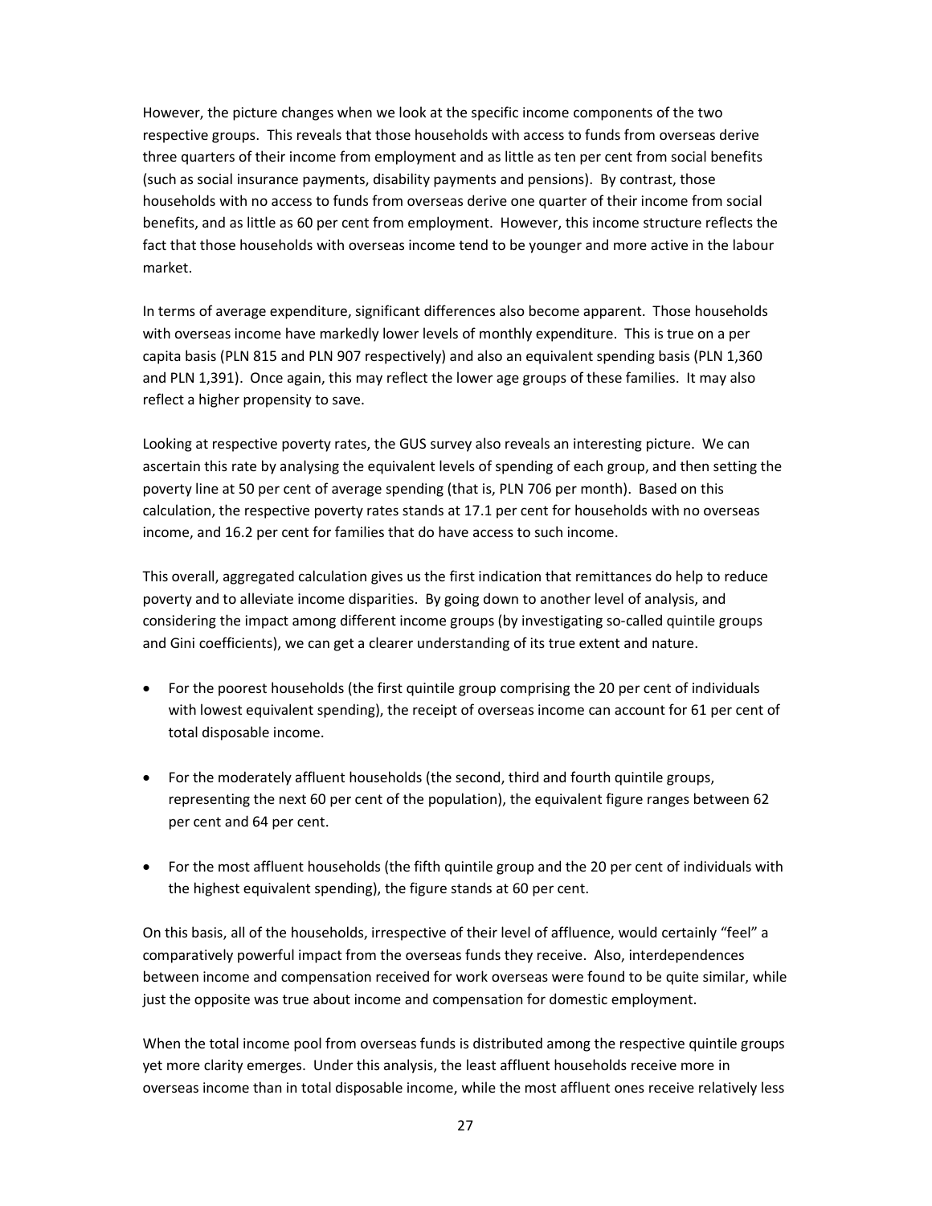However, the picture changes when we look at the specific income components of the two respective groups. This reveals that those households with access to funds from overseas derive three quarters of their income from employment and as little as ten per cent from social benefits (such as social insurance payments, disability payments and pensions). By contrast, those households with no access to funds from overseas derive one quarter of their income from social benefits, and as little as 60 per cent from employment. However, this income structure reflects the fact that those households with overseas income tend to be younger and more active in the labour market.

In terms of average expenditure, significant differences also become apparent. Those households with overseas income have markedly lower levels of monthly expenditure. This is true on a per capita basis (PLN 815 and PLN 907 respectively) and also an equivalent spending basis (PLN 1,360 and PLN 1,391). Once again, this may reflect the lower age groups of these families. It may also reflect a higher propensity to save.

Looking at respective poverty rates, the GUS survey also reveals an interesting picture. We can ascertain this rate by analysing the equivalent levels of spending of each group, and then setting the poverty line at 50 per cent of average spending (that is, PLN 706 per month). Based on this calculation, the respective poverty rates stands at 17.1 per cent for households with no overseas income, and 16.2 per cent for families that do have access to such income.

This overall, aggregated calculation gives us the first indication that remittances do help to reduce poverty and to alleviate income disparities. By going down to another level of analysis, and considering the impact among different income groups (by investigating so-called quintile groups and Gini coefficients), we can get a clearer understanding of its true extent and nature.

- For the poorest households (the first quintile group comprising the 20 per cent of individuals with lowest equivalent spending), the receipt of overseas income can account for 61 per cent of total disposable income.

- For the moderately affluent households (the second, third and fourth quintile groups, representing the next 60 per cent of the population), the equivalent figure ranges between 62 per cent and 64 per cent.

- For the most affluent households (the fifth quintile group and the 20 per cent of individuals with the highest equivalent spending), the figure stands at 60 per cent.

On this basis, all of the households, irrespective of their level of affluence, would certainly "feel" a comparatively powerful impact from the overseas funds they receive. Also, interdependences between income and compensation received for work overseas were found to be quite similar, while just the opposite was true about income and compensation for domestic employment.

When the total income pool from overseas funds is distributed among the respective quintile groups yet more clarity emerges. Under this analysis, the least affluent households receive more in overseas income than in total disposable income, while the most affluent ones receive relatively less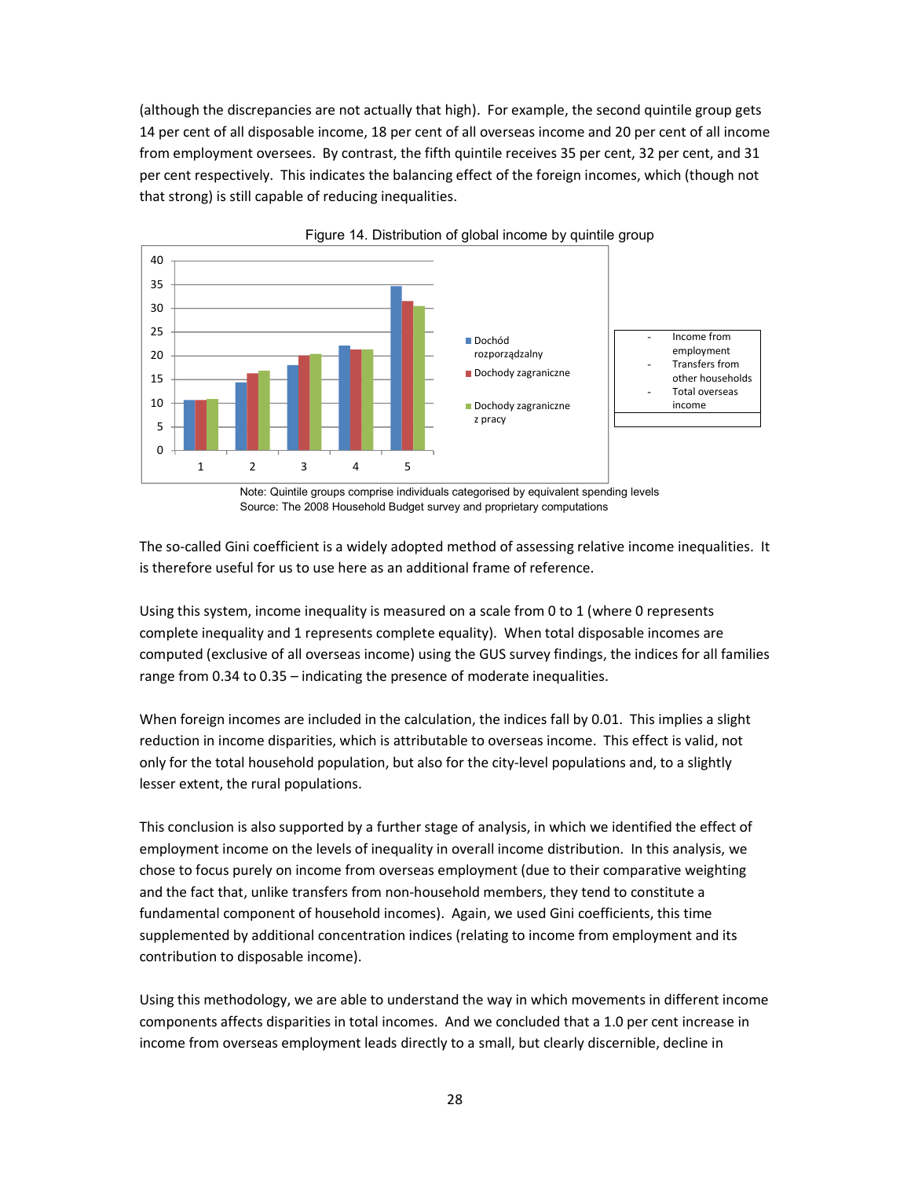(although the discrepancies are not actually that high). For example, the second quintile group gets 14 per cent of all disposable income, 18 per cent of all overseas income and 20 per cent of all income from employment oversees. By contrast, the fifth quintile receives 35 per cent, 32 per cent, and 31 per cent respectively. This indicates the balancing effect of the foreign incomes, which (though not that strong) is still capable of reducing inequalities.

Figure 14. Distribution of global income by quintile group

- Income from employment
- Transfers from other households
- Total overseas income

Note: Quintile groups comprise individuals categorised by equivalent spending levels
Source: The 2008 Household Budget survey and proprietary computations

The so-called Gini coefficient is a widely adopted method of assessing relative income inequalities. It is therefore useful for us to use here as an additional frame of reference.

Using this system, income inequality is measured on a scale from 0 to 1 (where 0 represents complete inequality and 1 represents complete equality). When total disposable incomes are computed (exclusive of all overseas income) using the GUS survey findings, the indices for all families range from 0.34 to 0.35 – indicating the presence of moderate inequalities.

When foreign incomes are included in the calculation, the indices fall by 0.01. This implies a slight reduction in income disparities, which is attributable to overseas income. This effect is valid, not only for the total household population, but also for the city-level populations and, to a slightly lesser extent, the rural populations.

This conclusion is also supported by a further stage of analysis, in which we identified the effect of employment income on the levels of inequality in overall income distribution. In this analysis, we chose to focus purely on income from overseas employment (due to their comparative weighting and the fact that, unlike transfers from non-household members, they tend to constitute a fundamental component of household incomes). Again, we used Gini coefficients, this time supplemented by additional concentration indices (relating to income from employment and its contribution to disposable income).

Using this methodology, we are able to understand the way in which movements in different income components affects disparities in total incomes. And we concluded that a 1.0 per cent increase in income from overseas employment leads directly to a small, but clearly discernible, decline in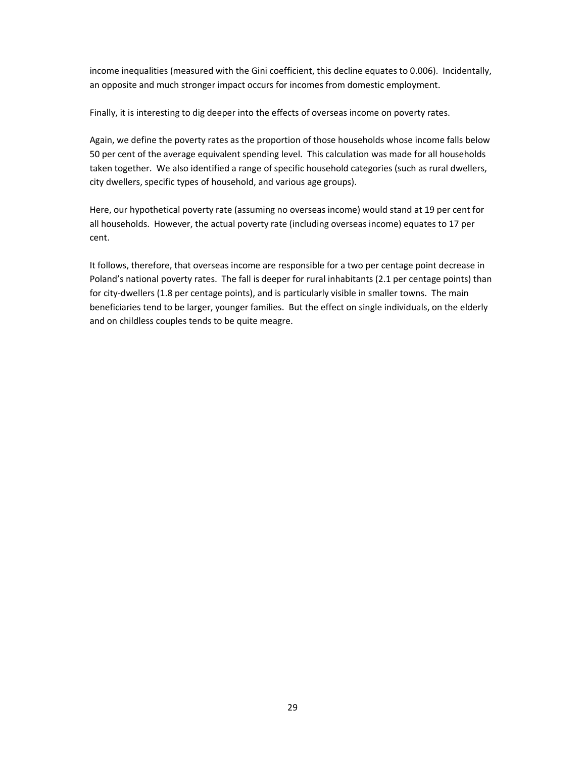income inequalities (measured with the Gini coefficient, this decline equates to 0.006). Incidentally, an opposite and much stronger impact occurs for incomes from domestic employment.

Finally, it is interesting to dig deeper into the effects of overseas income on poverty rates.

Again, we define the poverty rates as the proportion of those households whose income falls below 50 per cent of the average equivalent spending level. This calculation was made for all households taken together. We also identified a range of specific household categories (such as rural dwellers, city dwellers, specific types of household, and various age groups).

Here, our hypothetical poverty rate (assuming no overseas income) would stand at 19 per cent for all households. However, the actual poverty rate (including overseas income) equates to 17 per cent.

It follows, therefore, that overseas income are responsible for a two per centage point decrease in Poland's national poverty rates. The fall is deeper for rural inhabitants (2.1 per centage points) than for city-dwellers (1.8 per centage points), and is particularly visible in smaller towns. The main beneficiaries tend to be larger, younger families. But the effect on single individuals, on the elderly and on childless couples tends to be quite meagre.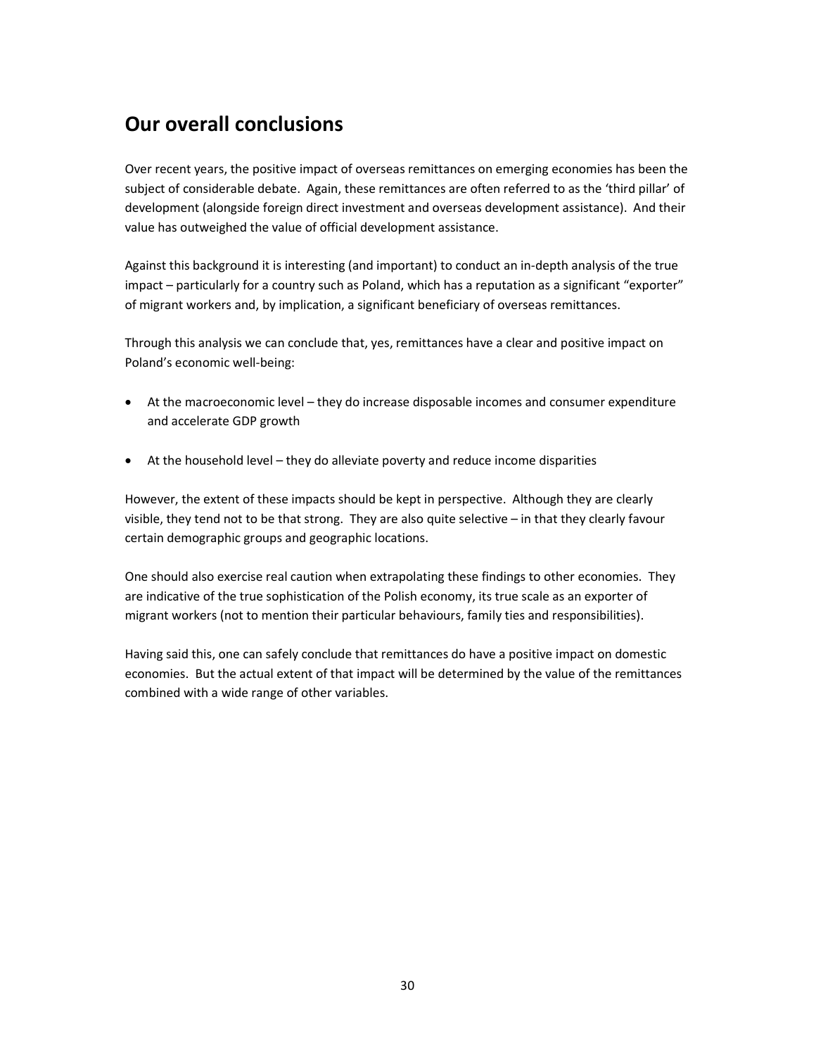## Our overall conclusions

Over recent years, the positive impact of overseas remittances on emerging economies has been the subject of considerable debate. Again, these remittances are often referred to as the 'third pillar' of development (alongside foreign direct investment and overseas development assistance). And their value has outweighed the value of official development assistance.

Against this background it is interesting (and important) to conduct an in-depth analysis of the true impact – particularly for a country such as Poland, which has a reputation as a significant "exporter" of migrant workers and, by implication, a significant beneficiary of overseas remittances.

Through this analysis we can conclude that, yes, remittances have a clear and positive impact on Poland's economic well-being:

- At the macroeconomic level – they do increase disposable incomes and consumer expenditure and accelerate GDP growth
- At the household level – they do alleviate poverty and reduce income disparities

However, the extent of these impacts should be kept in perspective. Although they are clearly visible, they tend not to be that strong. They are also quite selective – in that they clearly favour certain demographic groups and geographic locations.

One should also exercise real caution when extrapolating these findings to other economies. They are indicative of the true sophistication of the Polish economy, its true scale as an exporter of migrant workers (not to mention their particular behaviours, family ties and responsibilities).

Having said this, one can safely conclude that remittances do have a positive impact on domestic economies. But the actual extent of that impact will be determined by the value of the remittances combined with a wide range of other variables.